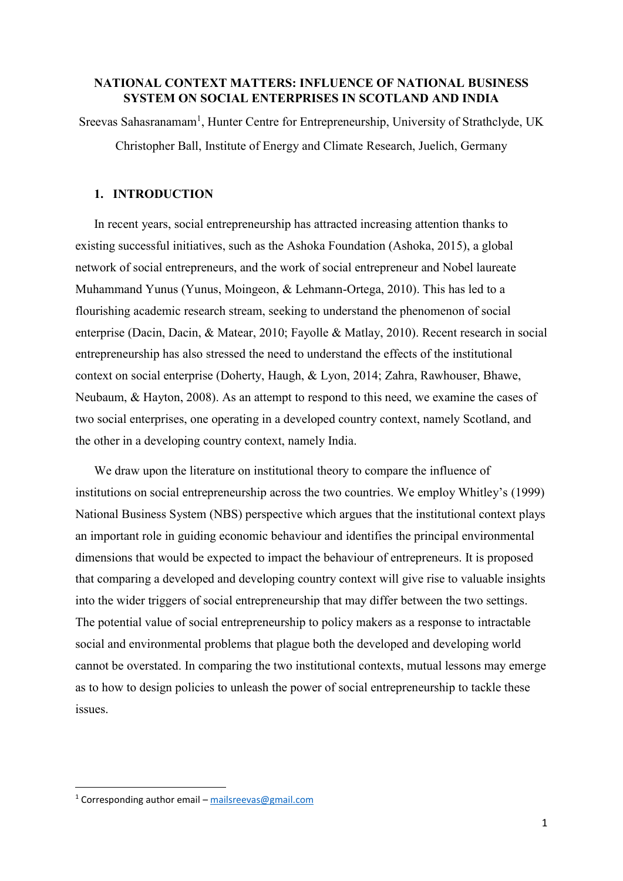# NATIONAL CONTEXT MATTERS: INFLUENCE OF NATIONAL BUSINESS SYSTEM ON SOCIAL ENTERPRISES IN SCOTLAND AND INDIA

Sreevas Sahasranamam[1], Hunter Centre for Entrepreneurship, University of Strathclyde, UK

Christopher Ball, Institute of Energy and Climate Research, Juelich, Germany

## 1. INTRODUCTION

In recent years, social entrepreneurship has attracted increasing attention thanks to existing successful initiatives, such as the Ashoka Foundation (Ashoka, 2015), a global network of social entrepreneurs, and the work of social entrepreneur and Nobel laureate Muhammand Yunus (Yunus, Moingeon, & Lehmann-Ortega, 2010). This has led to a flourishing academic research stream, seeking to understand the phenomenon of social enterprise (Dacin, Dacin, & Matear, 2010; Fayolle & Matlay, 2010). Recent research in social entrepreneurship has also stressed the need to understand the effects of the institutional context on social enterprise (Doherty, Haugh, & Lyon, 2014; Zahra, Rawhouser, Bhawe, Neubaum, & Hayton, 2008). As an attempt to respond to this need, we examine the cases of two social enterprises, one operating in a developed country context, namely Scotland, and the other in a developing country context, namely India.

We draw upon the literature on institutional theory to compare the influence of institutions on social entrepreneurship across the two countries. We employ Whitley's (1999) National Business System (NBS) perspective which argues that the institutional context plays an important role in guiding economic behaviour and identifies the principal environmental dimensions that would be expected to impact the behaviour of entrepreneurs. It is proposed that comparing a developed and developing country context will give rise to valuable insights into the wider triggers of social entrepreneurship that may differ between the two settings. The potential value of social entrepreneurship to policy makers as a response to intractable social and environmental problems that plague both the developed and developing world cannot be overstated. In comparing the two institutional contexts, mutual lessons may emerge as to how to design policies to unleash the power of social entrepreneurship to tackle these issues.

[1] Corresponding author email – mailsreevas@gmail.com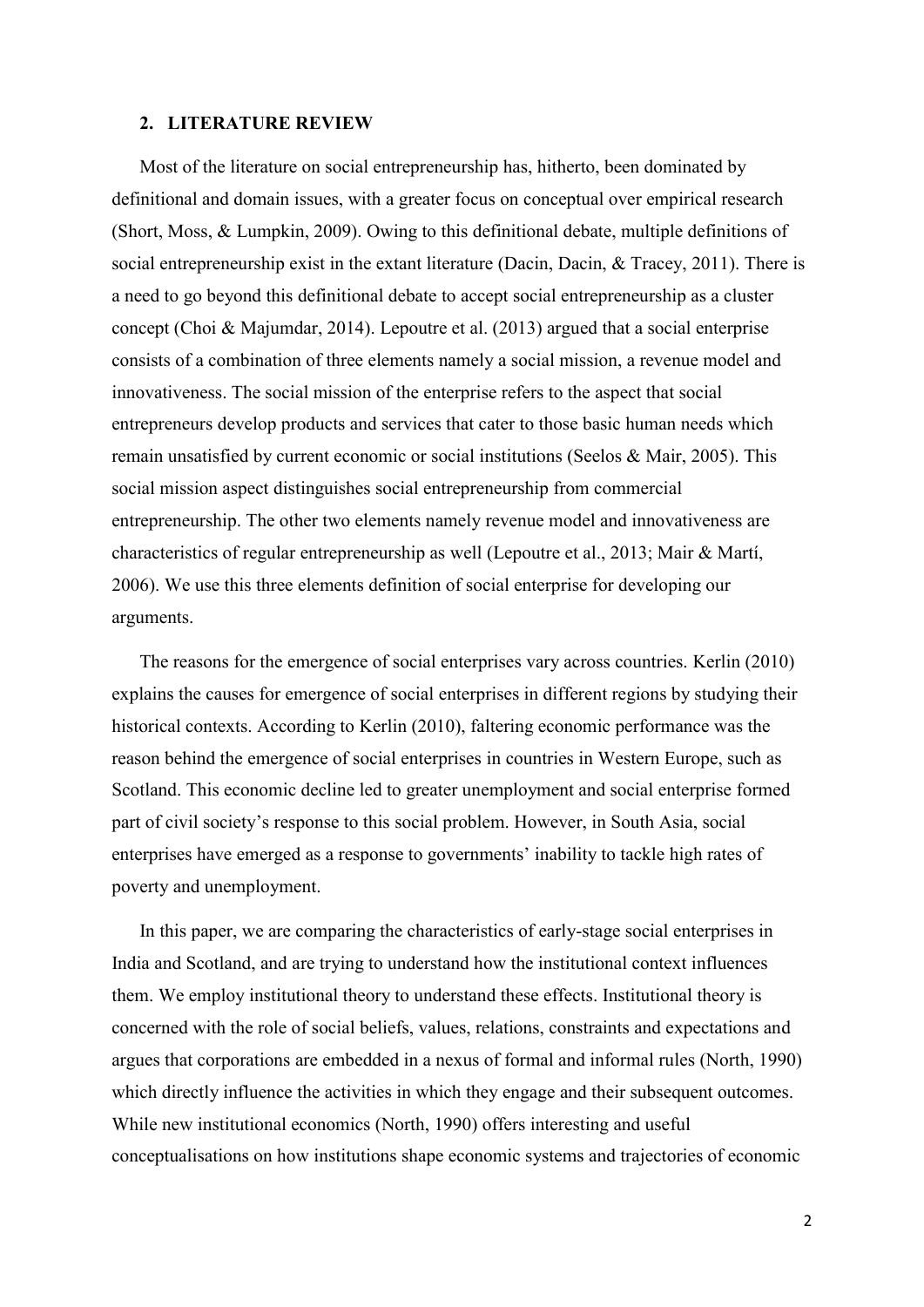## 2. LITERATURE REVIEW

Most of the literature on social entrepreneurship has, hitherto, been dominated by definitional and domain issues, with a greater focus on conceptual over empirical research (Short, Moss, & Lumpkin, 2009). Owing to this definitional debate, multiple definitions of social entrepreneurship exist in the extant literature (Dacin, Dacin, & Tracey, 2011). There is a need to go beyond this definitional debate to accept social entrepreneurship as a cluster concept (Choi & Majumdar, 2014). Lepoutre et al. (2013) argued that a social enterprise consists of a combination of three elements namely a social mission, a revenue model and innovativeness. The social mission of the enterprise refers to the aspect that social entrepreneurs develop products and services that cater to those basic human needs which remain unsatisfied by current economic or social institutions (Seelos & Mair, 2005). This social mission aspect distinguishes social entrepreneurship from commercial entrepreneurship. The other two elements namely revenue model and innovativeness are characteristics of regular entrepreneurship as well (Lepoutre et al., 2013; Mair & Martí, 2006). We use this three elements definition of social enterprise for developing our arguments.

The reasons for the emergence of social enterprises vary across countries. Kerlin (2010) explains the causes for emergence of social enterprises in different regions by studying their historical contexts. According to Kerlin (2010), faltering economic performance was the reason behind the emergence of social enterprises in countries in Western Europe, such as Scotland. This economic decline led to greater unemployment and social enterprise formed part of civil society's response to this social problem. However, in South Asia, social enterprises have emerged as a response to governments' inability to tackle high rates of poverty and unemployment.

In this paper, we are comparing the characteristics of early-stage social enterprises in India and Scotland, and are trying to understand how the institutional context influences them. We employ institutional theory to understand these effects. Institutional theory is concerned with the role of social beliefs, values, relations, constraints and expectations and argues that corporations are embedded in a nexus of formal and informal rules (North, 1990) which directly influence the activities in which they engage and their subsequent outcomes. While new institutional economics (North, 1990) offers interesting and useful conceptualisations on how institutions shape economic systems and trajectories of economic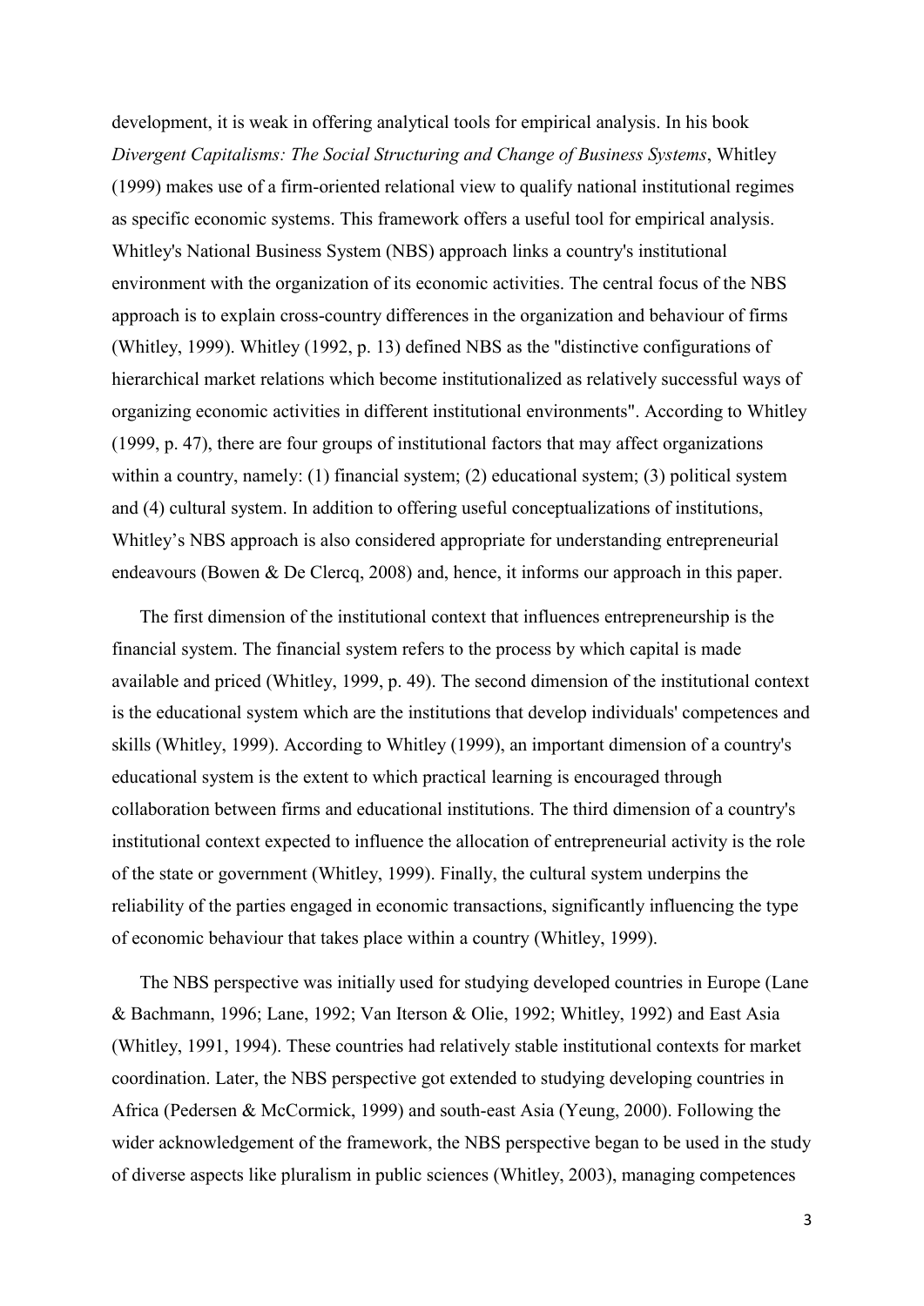development, it is weak in offering analytical tools for empirical analysis. In his book *Divergent Capitalisms: The Social Structuring and Change of Business Systems*, Whitley (1999) makes use of a firm-oriented relational view to qualify national institutional regimes as specific economic systems. This framework offers a useful tool for empirical analysis. Whitley's National Business System (NBS) approach links a country's institutional environment with the organization of its economic activities. The central focus of the NBS approach is to explain cross-country differences in the organization and behaviour of firms (Whitley, 1999). Whitley (1992, p. 13) defined NBS as the "distinctive configurations of hierarchical market relations which become institutionalized as relatively successful ways of organizing economic activities in different institutional environments". According to Whitley (1999, p. 47), there are four groups of institutional factors that may affect organizations within a country, namely: (1) financial system; (2) educational system; (3) political system and (4) cultural system. In addition to offering useful conceptualizations of institutions, Whitley's NBS approach is also considered appropriate for understanding entrepreneurial endeavours (Bowen & De Clercq, 2008) and, hence, it informs our approach in this paper.

The first dimension of the institutional context that influences entrepreneurship is the financial system. The financial system refers to the process by which capital is made available and priced (Whitley, 1999, p. 49). The second dimension of the institutional context is the educational system which are the institutions that develop individuals' competences and skills (Whitley, 1999). According to Whitley (1999), an important dimension of a country's educational system is the extent to which practical learning is encouraged through collaboration between firms and educational institutions. The third dimension of a country's institutional context expected to influence the allocation of entrepreneurial activity is the role of the state or government (Whitley, 1999). Finally, the cultural system underpins the reliability of the parties engaged in economic transactions, significantly influencing the type of economic behaviour that takes place within a country (Whitley, 1999).

The NBS perspective was initially used for studying developed countries in Europe (Lane & Bachmann, 1996; Lane, 1992; Van Iterson & Olie, 1992; Whitley, 1992) and East Asia (Whitley, 1991, 1994). These countries had relatively stable institutional contexts for market coordination. Later, the NBS perspective got extended to studying developing countries in Africa (Pedersen & McCormick, 1999) and south-east Asia (Yeung, 2000). Following the wider acknowledgement of the framework, the NBS perspective began to be used in the study of diverse aspects like pluralism in public sciences (Whitley, 2003), managing competences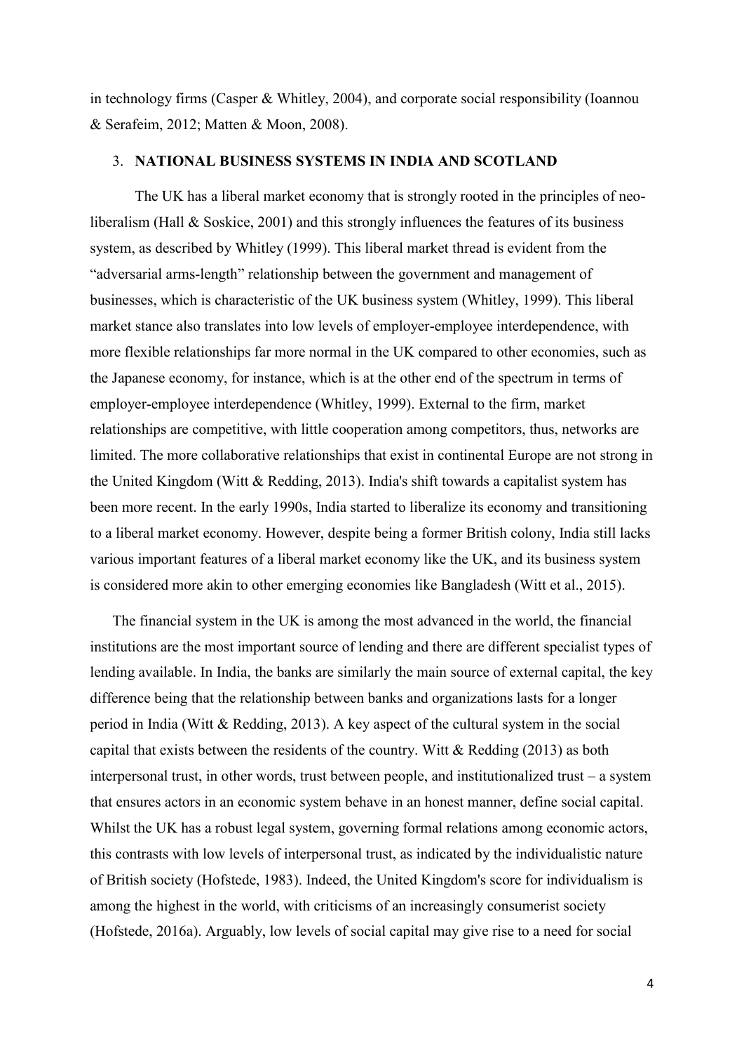in technology firms (Casper & Whitley, 2004), and corporate social responsibility (Ioannou & Serafeim, 2012; Matten & Moon, 2008).

## 3. NATIONAL BUSINESS SYSTEMS IN INDIA AND SCOTLAND

The UK has a liberal market economy that is strongly rooted in the principles of neo-liberalism (Hall & Soskice, 2001) and this strongly influences the features of its business system, as described by Whitley (1999). This liberal market thread is evident from the "adversarial arms-length" relationship between the government and management of businesses, which is characteristic of the UK business system (Whitley, 1999). This liberal market stance also translates into low levels of employer-employee interdependence, with more flexible relationships far more normal in the UK compared to other economies, such as the Japanese economy, for instance, which is at the other end of the spectrum in terms of employer-employee interdependence (Whitley, 1999). External to the firm, market relationships are competitive, with little cooperation among competitors, thus, networks are limited. The more collaborative relationships that exist in continental Europe are not strong in the United Kingdom (Witt & Redding, 2013). India's shift towards a capitalist system has been more recent. In the early 1990s, India started to liberalize its economy and transitioning to a liberal market economy. However, despite being a former British colony, India still lacks various important features of a liberal market economy like the UK, and its business system is considered more akin to other emerging economies like Bangladesh (Witt et al., 2015).

The financial system in the UK is among the most advanced in the world, the financial institutions are the most important source of lending and there are different specialist types of lending available. In India, the banks are similarly the main source of external capital, the key difference being that the relationship between banks and organizations lasts for a longer period in India (Witt & Redding, 2013). A key aspect of the cultural system in the social capital that exists between the residents of the country. Witt & Redding (2013) as both interpersonal trust, in other words, trust between people, and institutionalized trust – a system that ensures actors in an economic system behave in an honest manner, define social capital. Whilst the UK has a robust legal system, governing formal relations among economic actors, this contrasts with low levels of interpersonal trust, as indicated by the individualistic nature of British society (Hofstede, 1983). Indeed, the United Kingdom's score for individualism is among the highest in the world, with criticisms of an increasingly consumerist society (Hofstede, 2016a). Arguably, low levels of social capital may give rise to a need for social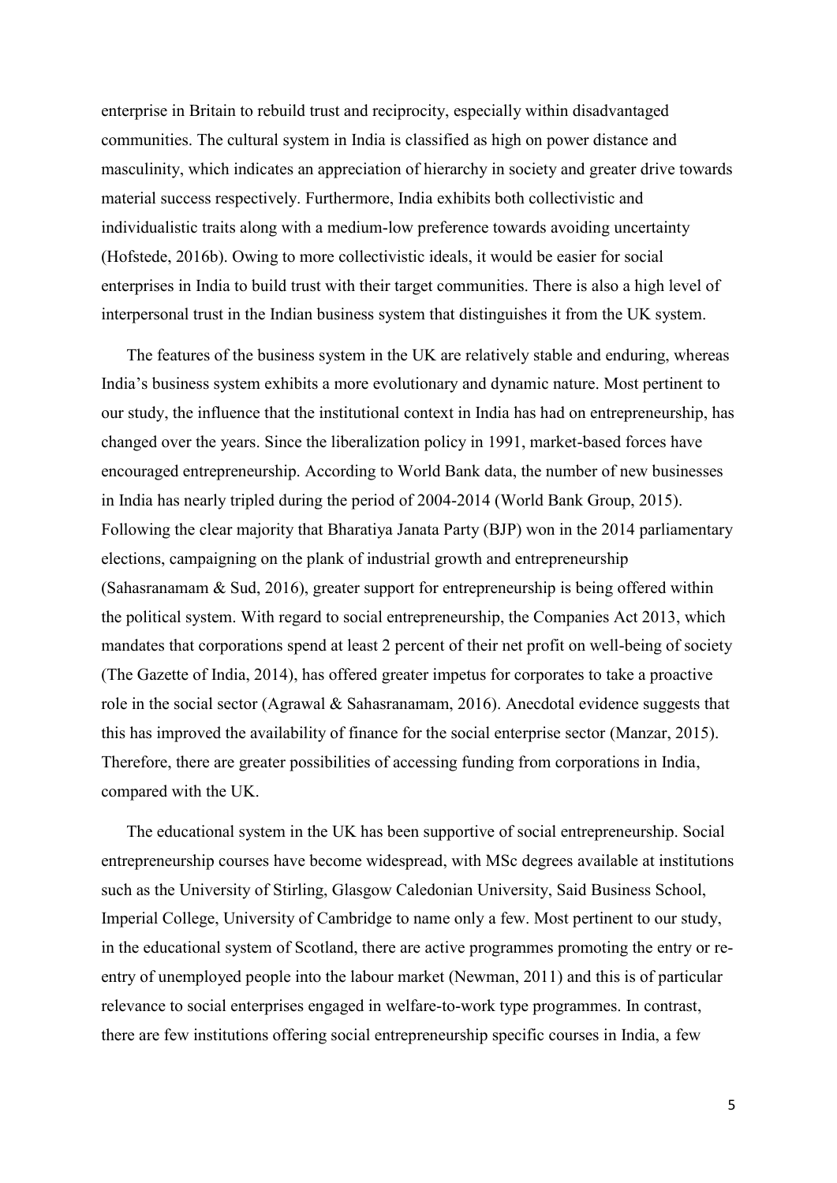enterprise in Britain to rebuild trust and reciprocity, especially within disadvantaged communities. The cultural system in India is classified as high on power distance and masculinity, which indicates an appreciation of hierarchy in society and greater drive towards material success respectively. Furthermore, India exhibits both collectivistic and individualistic traits along with a medium-low preference towards avoiding uncertainty (Hofstede, 2016b). Owing to more collectivistic ideals, it would be easier for social enterprises in India to build trust with their target communities. There is also a high level of interpersonal trust in the Indian business system that distinguishes it from the UK system.

The features of the business system in the UK are relatively stable and enduring, whereas India's business system exhibits a more evolutionary and dynamic nature. Most pertinent to our study, the influence that the institutional context in India has had on entrepreneurship, has changed over the years. Since the liberalization policy in 1991, market-based forces have encouraged entrepreneurship. According to World Bank data, the number of new businesses in India has nearly tripled during the period of 2004-2014 (World Bank Group, 2015). Following the clear majority that Bharatiya Janata Party (BJP) won in the 2014 parliamentary elections, campaigning on the plank of industrial growth and entrepreneurship (Sahasranamam & Sud, 2016), greater support for entrepreneurship is being offered within the political system. With regard to social entrepreneurship, the Companies Act 2013, which mandates that corporations spend at least 2 percent of their net profit on well-being of society (The Gazette of India, 2014), has offered greater impetus for corporates to take a proactive role in the social sector (Agrawal & Sahasranamam, 2016). Anecdotal evidence suggests that this has improved the availability of finance for the social enterprise sector (Manzar, 2015). Therefore, there are greater possibilities of accessing funding from corporations in India, compared with the UK.

The educational system in the UK has been supportive of social entrepreneurship. Social entrepreneurship courses have become widespread, with MSc degrees available at institutions such as the University of Stirling, Glasgow Caledonian University, Said Business School, Imperial College, University of Cambridge to name only a few. Most pertinent to our study, in the educational system of Scotland, there are active programmes promoting the entry or re-entry of unemployed people into the labour market (Newman, 2011) and this is of particular relevance to social enterprises engaged in welfare-to-work type programmes. In contrast, there are few institutions offering social entrepreneurship specific courses in India, a few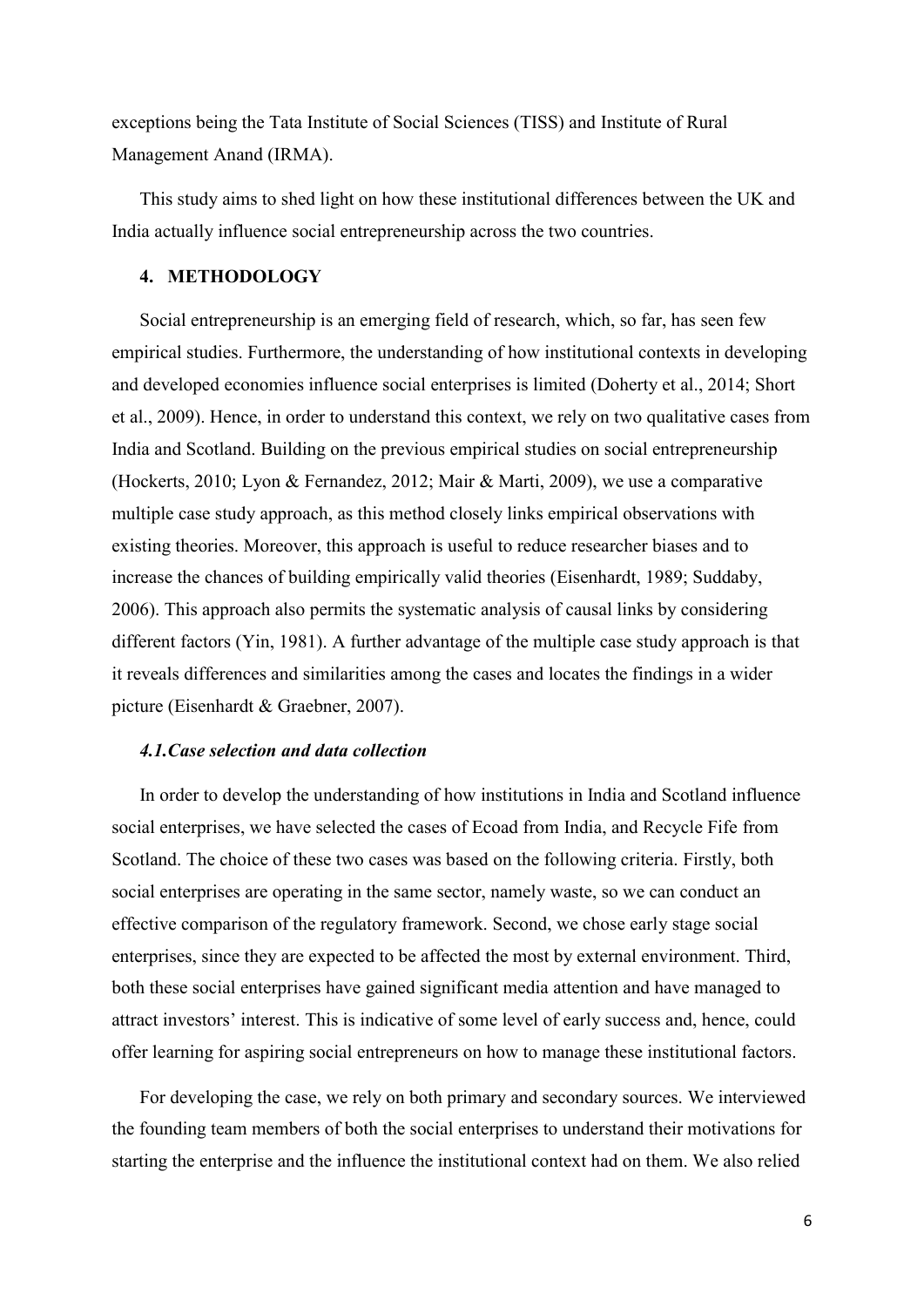exceptions being the Tata Institute of Social Sciences (TISS) and Institute of Rural Management Anand (IRMA).

This study aims to shed light on how these institutional differences between the UK and India actually influence social entrepreneurship across the two countries.

## 4. METHODOLOGY

Social entrepreneurship is an emerging field of research, which, so far, has seen few empirical studies. Furthermore, the understanding of how institutional contexts in developing and developed economies influence social enterprises is limited (Doherty et al., 2014; Short et al., 2009). Hence, in order to understand this context, we rely on two qualitative cases from India and Scotland. Building on the previous empirical studies on social entrepreneurship (Hockerts, 2010; Lyon & Fernandez, 2012; Mair & Marti, 2009), we use a comparative multiple case study approach, as this method closely links empirical observations with existing theories. Moreover, this approach is useful to reduce researcher biases and to increase the chances of building empirically valid theories (Eisenhardt, 1989; Suddaby, 2006). This approach also permits the systematic analysis of causal links by considering different factors (Yin, 1981). A further advantage of the multiple case study approach is that it reveals differences and similarities among the cases and locates the findings in a wider picture (Eisenhardt & Graebner, 2007).

### *4.1. Case selection and data collection*

In order to develop the understanding of how institutions in India and Scotland influence social enterprises, we have selected the cases of Ecoad from India, and Recycle Fife from Scotland. The choice of these two cases was based on the following criteria. Firstly, both social enterprises are operating in the same sector, namely waste, so we can conduct an effective comparison of the regulatory framework. Second, we chose early stage social enterprises, since they are expected to be affected the most by external environment. Third, both these social enterprises have gained significant media attention and have managed to attract investors' interest. This is indicative of some level of early success and, hence, could offer learning for aspiring social entrepreneurs on how to manage these institutional factors.

For developing the case, we rely on both primary and secondary sources. We interviewed the founding team members of both the social enterprises to understand their motivations for starting the enterprise and the influence the institutional context had on them. We also relied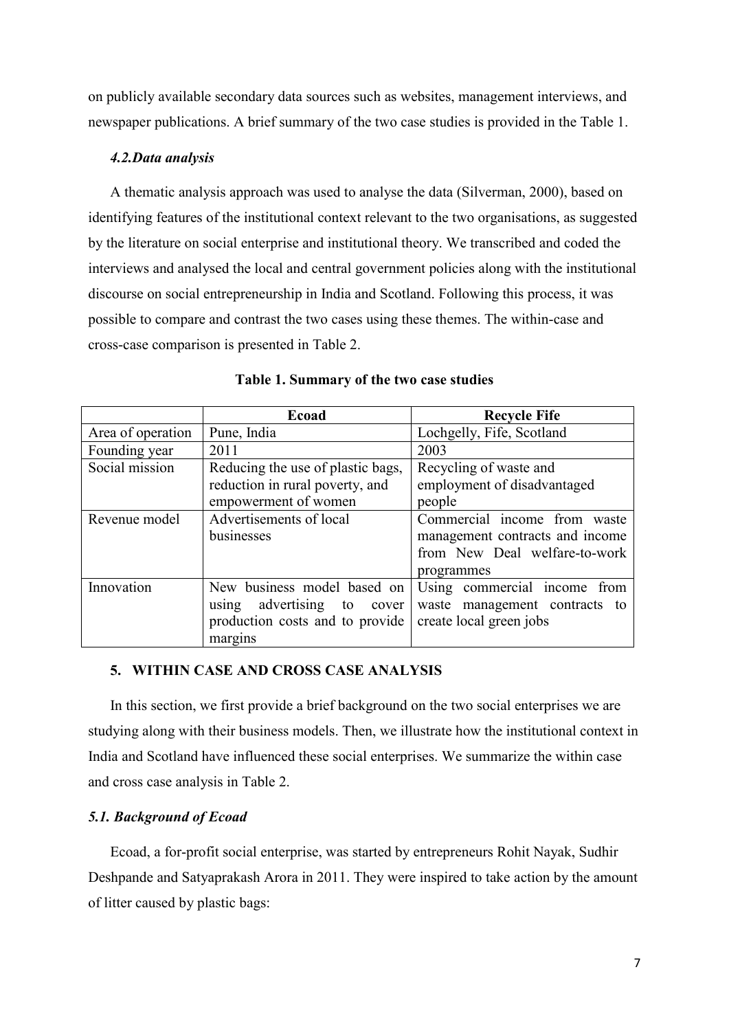on publicly available secondary data sources such as websites, management interviews, and newspaper publications. A brief summary of the two case studies is provided in the Table 1.

### *4.2.Data analysis*

A thematic analysis approach was used to analyse the data (Silverman, 2000), based on identifying features of the institutional context relevant to the two organisations, as suggested by the literature on social enterprise and institutional theory. We transcribed and coded the interviews and analysed the local and central government policies along with the institutional discourse on social entrepreneurship in India and Scotland. Following this process, it was possible to compare and contrast the two cases using these themes. The within-case and cross-case comparison is presented in Table 2.

**Table 1. Summary of the two case studies**

| | Ecoad | Recycle Fife |
|---|---|---|
| Area of operation | Pune, India | Lochgelly, Fife, Scotland |
| Founding year | 2011 | 2003 |
| Social mission | Reducing the use of plastic bags, reduction in rural poverty, and empowerment of women | Recycling of waste and employment of disadvantaged people |
| Revenue model | Advertisements of local businesses | Commercial income from waste management contracts and income from New Deal welfare-to-work programmes |
| Innovation | New business model based on using advertising to cover production costs and to provide margins | Using commercial income from waste management contracts to create local green jobs |

## 5. WITHIN CASE AND CROSS CASE ANALYSIS

In this section, we first provide a brief background on the two social enterprises we are studying along with their business models. Then, we illustrate how the institutional context in India and Scotland have influenced these social enterprises. We summarize the within case and cross case analysis in Table 2.

### *5.1. Background of Ecoad*

Ecoad, a for-profit social enterprise, was started by entrepreneurs Rohit Nayak, Sudhir Deshpande and Satyaprakash Arora in 2011. They were inspired to take action by the amount of litter caused by plastic bags: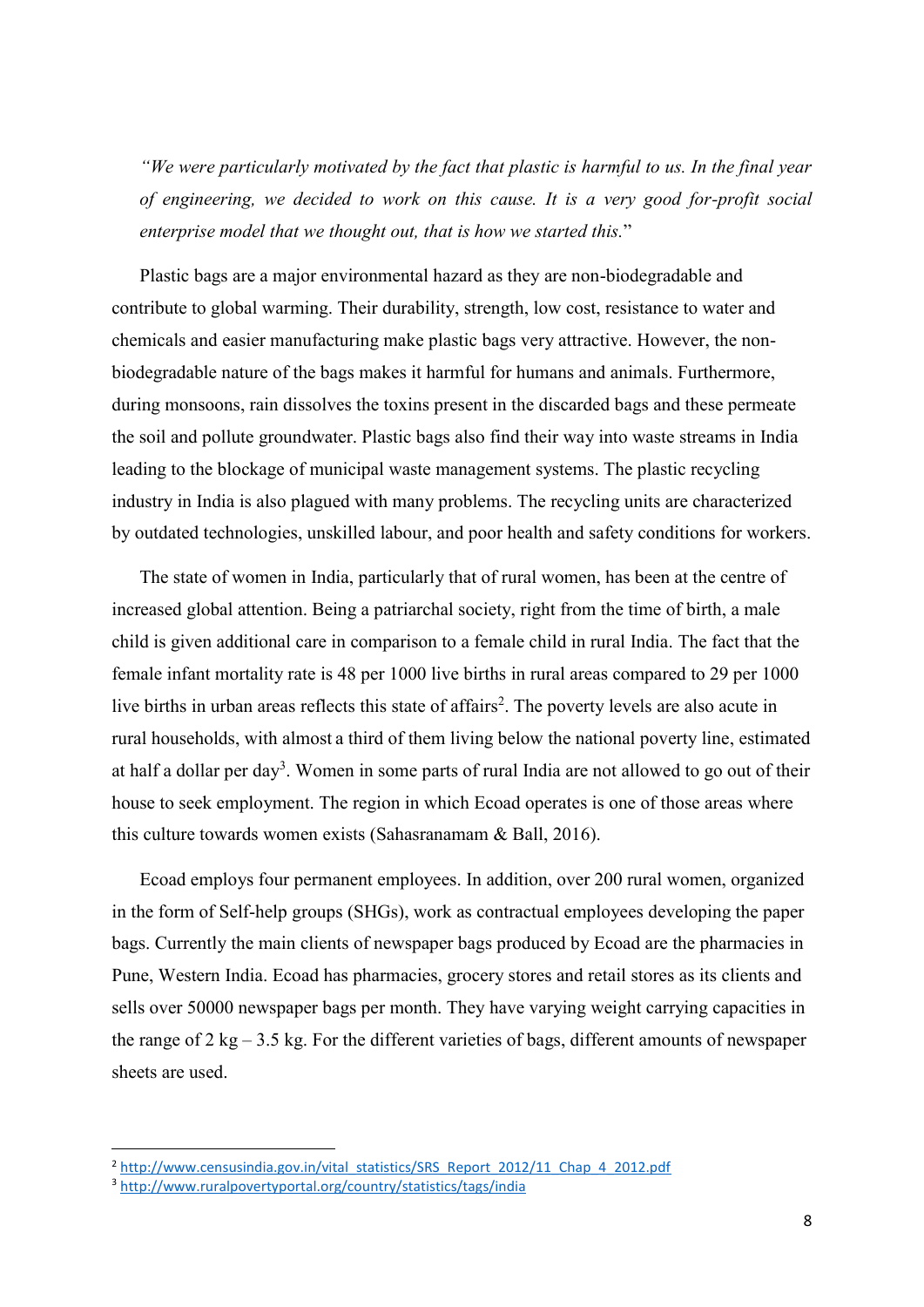*"We were particularly motivated by the fact that plastic is harmful to us. In the final year of engineering, we decided to work on this cause. It is a very good for-profit social enterprise model that we thought out, that is how we started this."*

Plastic bags are a major environmental hazard as they are non-biodegradable and contribute to global warming. Their durability, strength, low cost, resistance to water and chemicals and easier manufacturing make plastic bags very attractive. However, the non-biodegradable nature of the bags makes it harmful for humans and animals. Furthermore, during monsoons, rain dissolves the toxins present in the discarded bags and these permeate the soil and pollute groundwater. Plastic bags also find their way into waste streams in India leading to the blockage of municipal waste management systems. The plastic recycling industry in India is also plagued with many problems. The recycling units are characterized by outdated technologies, unskilled labour, and poor health and safety conditions for workers.

The state of women in India, particularly that of rural women, has been at the centre of increased global attention. Being a patriarchal society, right from the time of birth, a male child is given additional care in comparison to a female child in rural India. The fact that the female infant mortality rate is 48 per 1000 live births in rural areas compared to 29 per 1000 live births in urban areas reflects this state of affairs[2]. The poverty levels are also acute in rural households, with almost a third of them living below the national poverty line, estimated at half a dollar per day[3]. Women in some parts of rural India are not allowed to go out of their house to seek employment. The region in which Ecoad operates is one of those areas where this culture towards women exists (Sahasranamam & Ball, 2016).

Ecoad employs four permanent employees. In addition, over 200 rural women, organized in the form of Self-help groups (SHGs), work as contractual employees developing the paper bags. Currently the main clients of newspaper bags produced by Ecoad are the pharmacies in Pune, Western India. Ecoad has pharmacies, grocery stores and retail stores as its clients and sells over 50000 newspaper bags per month. They have varying weight carrying capacities in the range of 2 kg – 3.5 kg. For the different varieties of bags, different amounts of newspaper sheets are used.

---

[2] http://www.censusindia.gov.in/vital_statistics/SRS_Report_2012/11_Chap_4_2012.pdf

[3] http://www.ruralpovertyportal.org/country/statistics/tags/india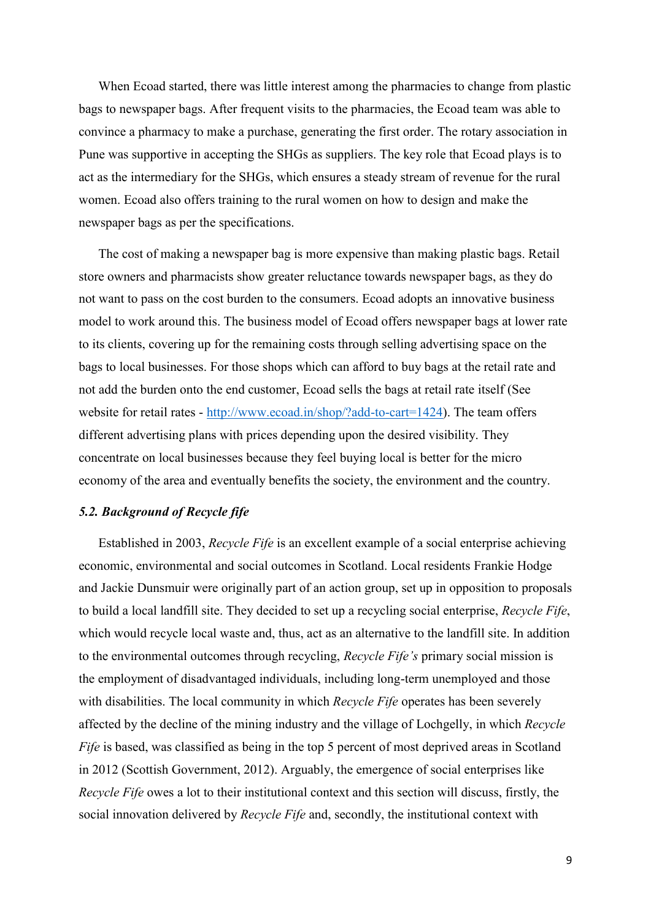When Ecoad started, there was little interest among the pharmacies to change from plastic bags to newspaper bags. After frequent visits to the pharmacies, the Ecoad team was able to convince a pharmacy to make a purchase, generating the first order. The rotary association in Pune was supportive in accepting the SHGs as suppliers. The key role that Ecoad plays is to act as the intermediary for the SHGs, which ensures a steady stream of revenue for the rural women. Ecoad also offers training to the rural women on how to design and make the newspaper bags as per the specifications.

The cost of making a newspaper bag is more expensive than making plastic bags. Retail store owners and pharmacists show greater reluctance towards newspaper bags, as they do not want to pass on the cost burden to the consumers. Ecoad adopts an innovative business model to work around this. The business model of Ecoad offers newspaper bags at lower rate to its clients, covering up for the remaining costs through selling advertising space on the bags to local businesses. For those shops which can afford to buy bags at the retail rate and not add the burden onto the end customer, Ecoad sells the bags at retail rate itself (See website for retail rates - [http://www.ecoad.in/shop/?add-to-cart=1424](http://www.ecoad.in/shop/?add-to-cart=1424)). The team offers different advertising plans with prices depending upon the desired visibility. They concentrate on local businesses because they feel buying local is better for the micro economy of the area and eventually benefits the society, the environment and the country.

### *5.2. Background of Recycle fife*

Established in 2003, *Recycle Fife* is an excellent example of a social enterprise achieving economic, environmental and social outcomes in Scotland. Local residents Frankie Hodge and Jackie Dunsmuir were originally part of an action group, set up in opposition to proposals to build a local landfill site. They decided to set up a recycling social enterprise, *Recycle Fife*, which would recycle local waste and, thus, act as an alternative to the landfill site. In addition to the environmental outcomes through recycling, *Recycle Fife's* primary social mission is the employment of disadvantaged individuals, including long-term unemployed and those with disabilities. The local community in which *Recycle Fife* operates has been severely affected by the decline of the mining industry and the village of Lochgelly, in which *Recycle Fife* is based, was classified as being in the top 5 percent of most deprived areas in Scotland in 2012 (Scottish Government, 2012). Arguably, the emergence of social enterprises like *Recycle Fife* owes a lot to their institutional context and this section will discuss, firstly, the social innovation delivered by *Recycle Fife* and, secondly, the institutional context with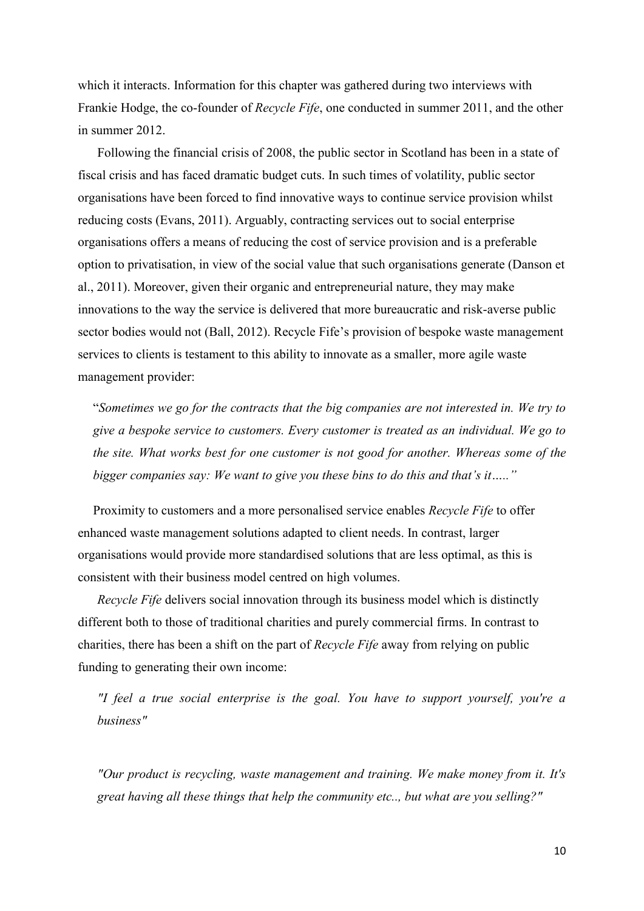which it interacts. Information for this chapter was gathered during two interviews with Frankie Hodge, the co-founder of *Recycle Fife*, one conducted in summer 2011, and the other in summer 2012.

Following the financial crisis of 2008, the public sector in Scotland has been in a state of fiscal crisis and has faced dramatic budget cuts. In such times of volatility, public sector organisations have been forced to find innovative ways to continue service provision whilst reducing costs (Evans, 2011). Arguably, contracting services out to social enterprise organisations offers a means of reducing the cost of service provision and is a preferable option to privatisation, in view of the social value that such organisations generate (Danson et al., 2011). Moreover, given their organic and entrepreneurial nature, they may make innovations to the way the service is delivered that more bureaucratic and risk-averse public sector bodies would not (Ball, 2012). Recycle Fife's provision of bespoke waste management services to clients is testament to this ability to innovate as a smaller, more agile waste management provider:

> "*Sometimes we go for the contracts that the big companies are not interested in. We try to give a bespoke service to customers. Every customer is treated as an individual. We go to the site. What works best for one customer is not good for another. Whereas some of the bigger companies say: We want to give you these bins to do this and that's it…..*"

Proximity to customers and a more personalised service enables *Recycle Fife* to offer enhanced waste management solutions adapted to client needs. In contrast, larger organisations would provide more standardised solutions that are less optimal, as this is consistent with their business model centred on high volumes.

*Recycle Fife* delivers social innovation through its business model which is distinctly different both to those of traditional charities and purely commercial firms. In contrast to charities, there has been a shift on the part of *Recycle Fife* away from relying on public funding to generating their own income:

> *"I feel a true social enterprise is the goal. You have to support yourself, you're a business"*

> *"Our product is recycling, waste management and training. We make money from it. It's great having all these things that help the community etc.., but what are you selling?"*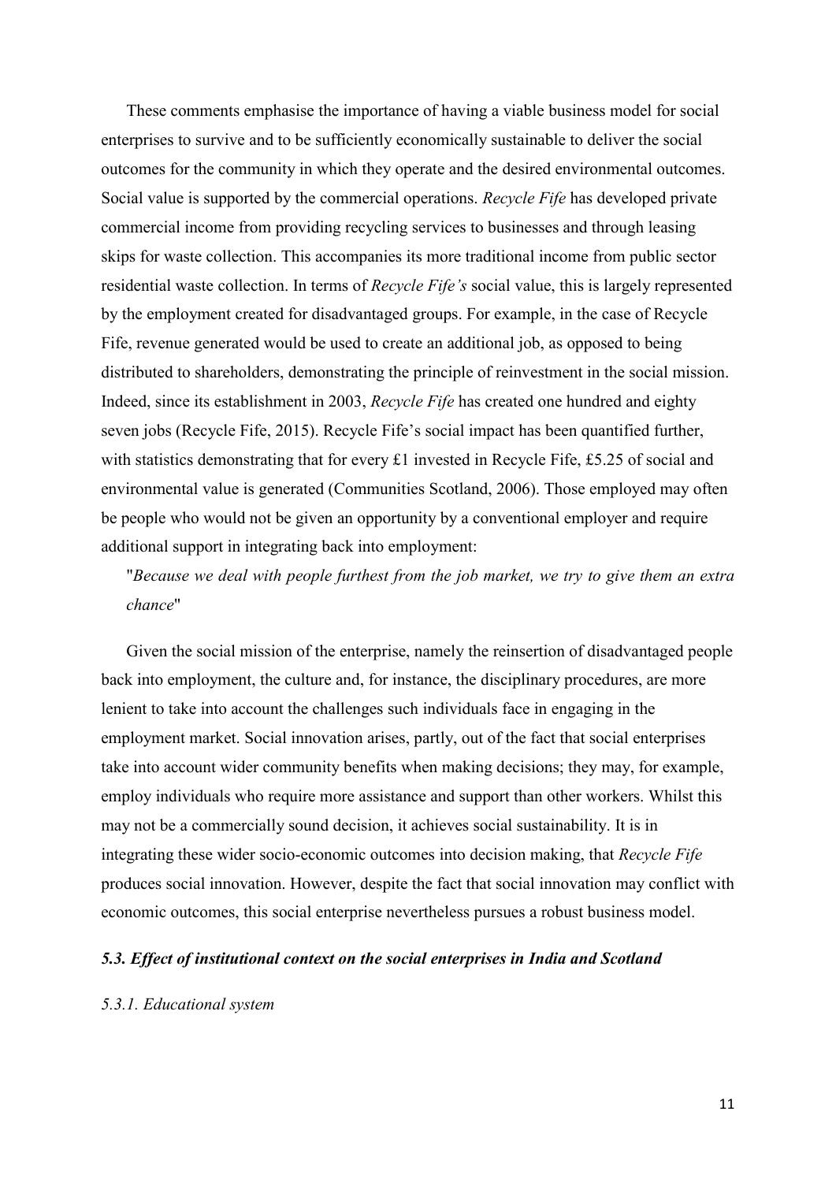These comments emphasise the importance of having a viable business model for social enterprises to survive and to be sufficiently economically sustainable to deliver the social outcomes for the community in which they operate and the desired environmental outcomes. Social value is supported by the commercial operations. *Recycle Fife* has developed private commercial income from providing recycling services to businesses and through leasing skips for waste collection. This accompanies its more traditional income from public sector residential waste collection. In terms of *Recycle Fife's* social value, this is largely represented by the employment created for disadvantaged groups. For example, in the case of Recycle Fife, revenue generated would be used to create an additional job, as opposed to being distributed to shareholders, demonstrating the principle of reinvestment in the social mission. Indeed, since its establishment in 2003, *Recycle Fife* has created one hundred and eighty seven jobs (Recycle Fife, 2015). Recycle Fife's social impact has been quantified further, with statistics demonstrating that for every £1 invested in Recycle Fife, £5.25 of social and environmental value is generated (Communities Scotland, 2006). Those employed may often be people who would not be given an opportunity by a conventional employer and require additional support in integrating back into employment:

> "*Because we deal with people furthest from the job market, we try to give them an extra chance*"

Given the social mission of the enterprise, namely the reinsertion of disadvantaged people back into employment, the culture and, for instance, the disciplinary procedures, are more lenient to take into account the challenges such individuals face in engaging in the employment market. Social innovation arises, partly, out of the fact that social enterprises take into account wider community benefits when making decisions; they may, for example, employ individuals who require more assistance and support than other workers. Whilst this may not be a commercially sound decision, it achieves social sustainability. It is in integrating these wider socio-economic outcomes into decision making, that *Recycle Fife* produces social innovation. However, despite the fact that social innovation may conflict with economic outcomes, this social enterprise nevertheless pursues a robust business model.

### *5.3. Effect of institutional context on the social enterprises in India and Scotland*

#### *5.3.1. Educational system*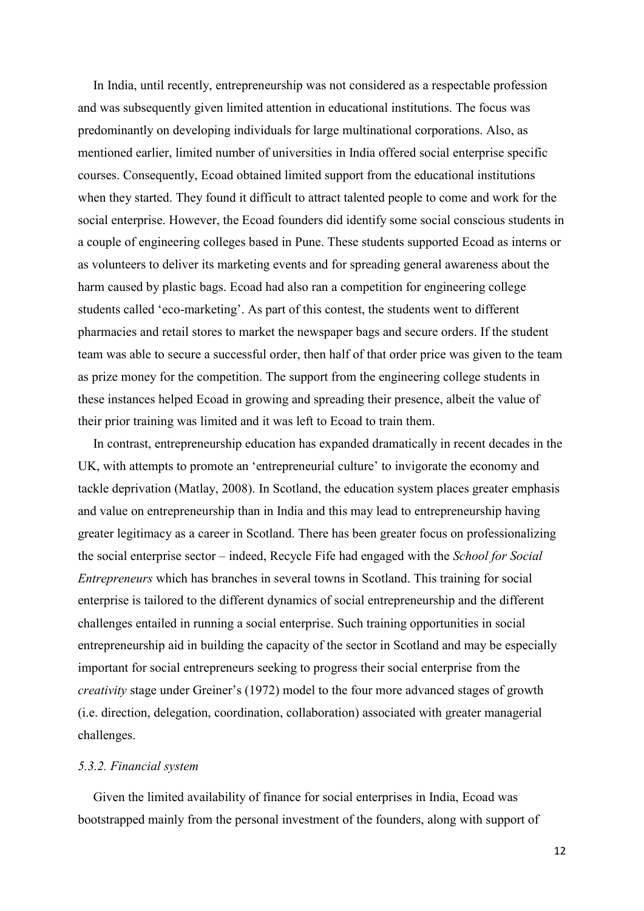In India, until recently, entrepreneurship was not considered as a respectable profession and was subsequently given limited attention in educational institutions. The focus was predominantly on developing individuals for large multinational corporations. Also, as mentioned earlier, limited number of universities in India offered social enterprise specific courses. Consequently, Ecoad obtained limited support from the educational institutions when they started. They found it difficult to attract talented people to come and work for the social enterprise. However, the Ecoad founders did identify some social conscious students in a couple of engineering colleges based in Pune. These students supported Ecoad as interns or as volunteers to deliver its marketing events and for spreading general awareness about the harm caused by plastic bags. Ecoad had also ran a competition for engineering college students called 'eco-marketing'. As part of this contest, the students went to different pharmacies and retail stores to market the newspaper bags and secure orders. If the student team was able to secure a successful order, then half of that order price was given to the team as prize money for the competition. The support from the engineering college students in these instances helped Ecoad in growing and spreading their presence, albeit the value of their prior training was limited and it was left to Ecoad to train them.

In contrast, entrepreneurship education has expanded dramatically in recent decades in the UK, with attempts to promote an 'entrepreneurial culture' to invigorate the economy and tackle deprivation (Matlay, 2008). In Scotland, the education system places greater emphasis and value on entrepreneurship than in India and this may lead to entrepreneurship having greater legitimacy as a career in Scotland. There has been greater focus on professionalizing the social enterprise sector – indeed, Recycle Fife had engaged with the *School for Social Entrepreneurs* which has branches in several towns in Scotland. This training for social enterprise is tailored to the different dynamics of social entrepreneurship and the different challenges entailed in running a social enterprise. Such training opportunities in social entrepreneurship aid in building the capacity of the sector in Scotland and may be especially important for social entrepreneurs seeking to progress their social enterprise from the *creativity* stage under Greiner's (1972) model to the four more advanced stages of growth (i.e. direction, delegation, coordination, collaboration) associated with greater managerial challenges.

### *5.3.2. Financial system*

Given the limited availability of finance for social enterprises in India, Ecoad was bootstrapped mainly from the personal investment of the founders, along with support of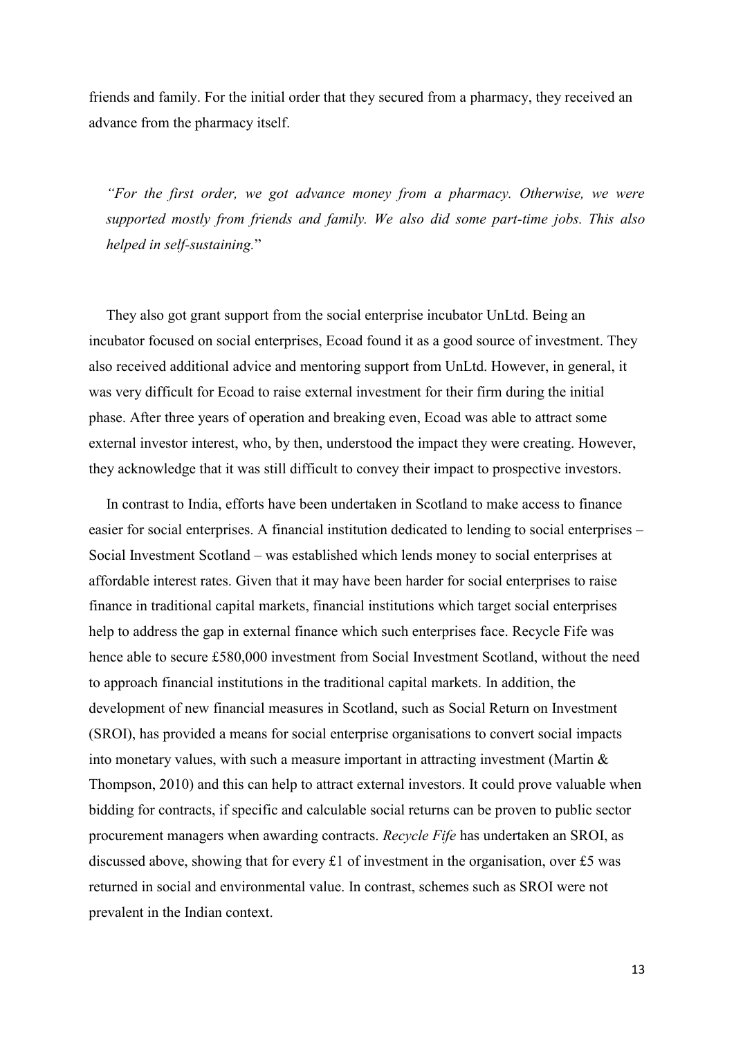friends and family. For the initial order that they secured from a pharmacy, they received an advance from the pharmacy itself.

> *"For the first order, we got advance money from a pharmacy. Otherwise, we were supported mostly from friends and family. We also did some part-time jobs. This also helped in self-sustaining.*"

They also got grant support from the social enterprise incubator UnLtd. Being an incubator focused on social enterprises, Ecoad found it as a good source of investment. They also received additional advice and mentoring support from UnLtd. However, in general, it was very difficult for Ecoad to raise external investment for their firm during the initial phase. After three years of operation and breaking even, Ecoad was able to attract some external investor interest, who, by then, understood the impact they were creating. However, they acknowledge that it was still difficult to convey their impact to prospective investors.

In contrast to India, efforts have been undertaken in Scotland to make access to finance easier for social enterprises. A financial institution dedicated to lending to social enterprises – Social Investment Scotland – was established which lends money to social enterprises at affordable interest rates. Given that it may have been harder for social enterprises to raise finance in traditional capital markets, financial institutions which target social enterprises help to address the gap in external finance which such enterprises face. Recycle Fife was hence able to secure £580,000 investment from Social Investment Scotland, without the need to approach financial institutions in the traditional capital markets. In addition, the development of new financial measures in Scotland, such as Social Return on Investment (SROI), has provided a means for social enterprise organisations to convert social impacts into monetary values, with such a measure important in attracting investment (Martin & Thompson, 2010) and this can help to attract external investors. It could prove valuable when bidding for contracts, if specific and calculable social returns can be proven to public sector procurement managers when awarding contracts. *Recycle Fife* has undertaken an SROI, as discussed above, showing that for every £1 of investment in the organisation, over £5 was returned in social and environmental value. In contrast, schemes such as SROI were not prevalent in the Indian context.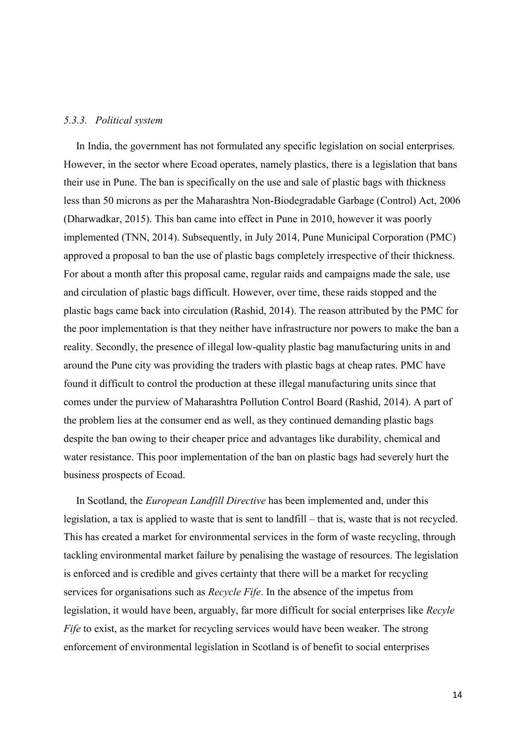### *5.3.3. Political system*

In India, the government has not formulated any specific legislation on social enterprises. However, in the sector where Ecoad operates, namely plastics, there is a legislation that bans their use in Pune. The ban is specifically on the use and sale of plastic bags with thickness less than 50 microns as per the Maharashtra Non-Biodegradable Garbage (Control) Act, 2006 (Dharwadkar, 2015). This ban came into effect in Pune in 2010, however it was poorly implemented (TNN, 2014). Subsequently, in July 2014, Pune Municipal Corporation (PMC) approved a proposal to ban the use of plastic bags completely irrespective of their thickness. For about a month after this proposal came, regular raids and campaigns made the sale, use and circulation of plastic bags difficult. However, over time, these raids stopped and the plastic bags came back into circulation (Rashid, 2014). The reason attributed by the PMC for the poor implementation is that they neither have infrastructure nor powers to make the ban a reality. Secondly, the presence of illegal low-quality plastic bag manufacturing units in and around the Pune city was providing the traders with plastic bags at cheap rates. PMC have found it difficult to control the production at these illegal manufacturing units since that comes under the purview of Maharashtra Pollution Control Board (Rashid, 2014). A part of the problem lies at the consumer end as well, as they continued demanding plastic bags despite the ban owing to their cheaper price and advantages like durability, chemical and water resistance. This poor implementation of the ban on plastic bags had severely hurt the business prospects of Ecoad.

In Scotland, the *European Landfill Directive* has been implemented and, under this legislation, a tax is applied to waste that is sent to landfill – that is, waste that is not recycled. This has created a market for environmental services in the form of waste recycling, through tackling environmental market failure by penalising the wastage of resources. The legislation is enforced and is credible and gives certainty that there will be a market for recycling services for organisations such as *Recycle Fife*. In the absence of the impetus from legislation, it would have been, arguably, far more difficult for social enterprises like *Recyle Fife* to exist, as the market for recycling services would have been weaker. The strong enforcement of environmental legislation in Scotland is of benefit to social enterprises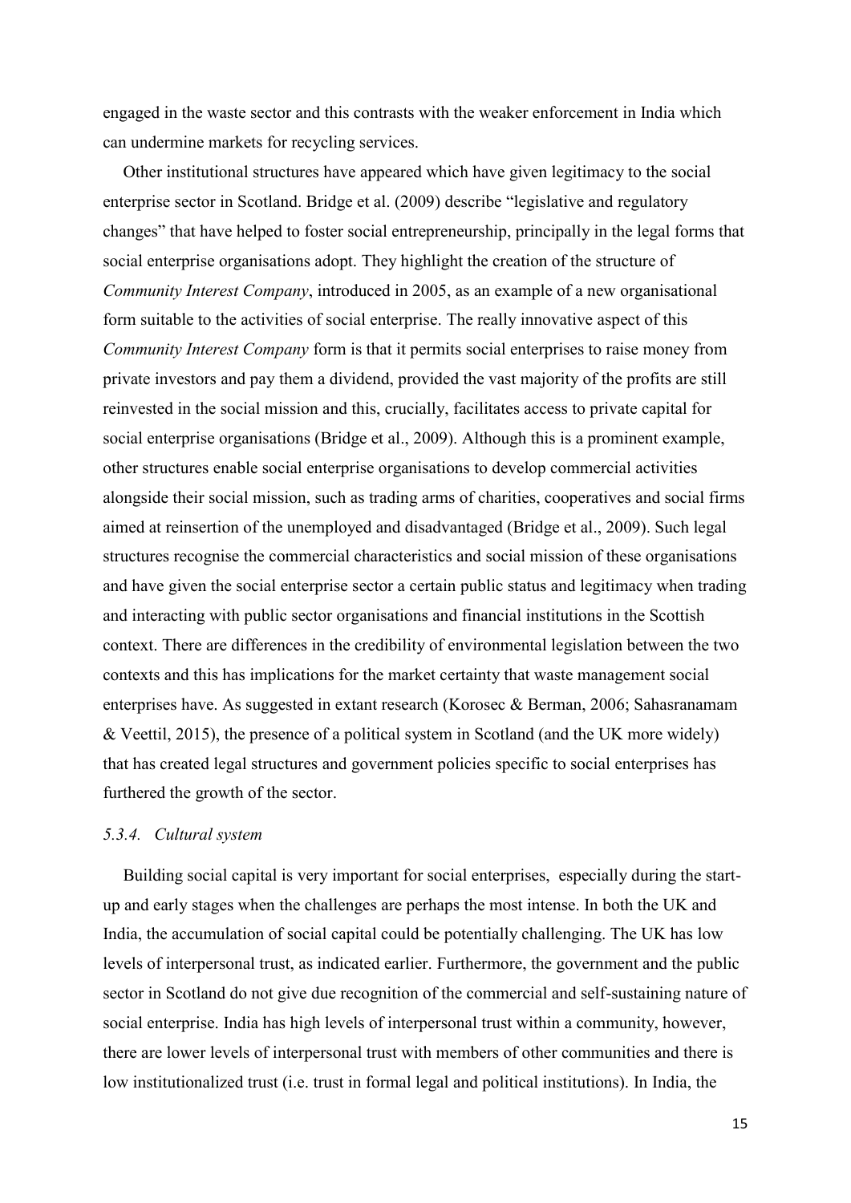engaged in the waste sector and this contrasts with the weaker enforcement in India which can undermine markets for recycling services.

Other institutional structures have appeared which have given legitimacy to the social enterprise sector in Scotland. Bridge et al. (2009) describe "legislative and regulatory changes" that have helped to foster social entrepreneurship, principally in the legal forms that social enterprise organisations adopt. They highlight the creation of the structure of *Community Interest Company*, introduced in 2005, as an example of a new organisational form suitable to the activities of social enterprise. The really innovative aspect of this *Community Interest Company* form is that it permits social enterprises to raise money from private investors and pay them a dividend, provided the vast majority of the profits are still reinvested in the social mission and this, crucially, facilitates access to private capital for social enterprise organisations (Bridge et al., 2009). Although this is a prominent example, other structures enable social enterprise organisations to develop commercial activities alongside their social mission, such as trading arms of charities, cooperatives and social firms aimed at reinsertion of the unemployed and disadvantaged (Bridge et al., 2009). Such legal structures recognise the commercial characteristics and social mission of these organisations and have given the social enterprise sector a certain public status and legitimacy when trading and interacting with public sector organisations and financial institutions in the Scottish context. There are differences in the credibility of environmental legislation between the two contexts and this has implications for the market certainty that waste management social enterprises have. As suggested in extant research (Korosec & Berman, 2006; Sahasranamam & Veettil, 2015), the presence of a political system in Scotland (and the UK more widely) that has created legal structures and government policies specific to social enterprises has furthered the growth of the sector.

### *5.3.4. Cultural system*

Building social capital is very important for social enterprises, especially during the start-up and early stages when the challenges are perhaps the most intense. In both the UK and India, the accumulation of social capital could be potentially challenging. The UK has low levels of interpersonal trust, as indicated earlier. Furthermore, the government and the public sector in Scotland do not give due recognition of the commercial and self-sustaining nature of social enterprise. India has high levels of interpersonal trust within a community, however, there are lower levels of interpersonal trust with members of other communities and there is low institutionalized trust (i.e. trust in formal legal and political institutions). In India, the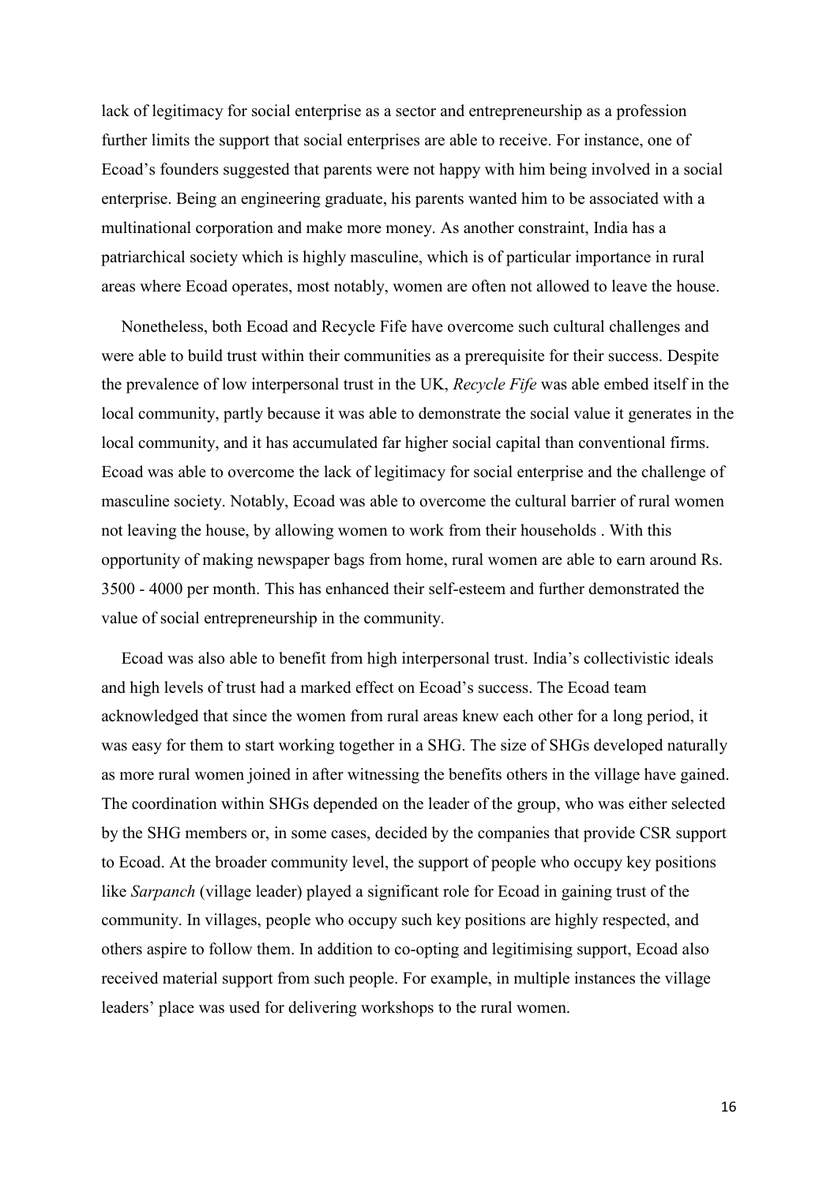lack of legitimacy for social enterprise as a sector and entrepreneurship as a profession further limits the support that social enterprises are able to receive. For instance, one of Ecoad's founders suggested that parents were not happy with him being involved in a social enterprise. Being an engineering graduate, his parents wanted him to be associated with a multinational corporation and make more money. As another constraint, India has a patriarchical society which is highly masculine, which is of particular importance in rural areas where Ecoad operates, most notably, women are often not allowed to leave the house.

Nonetheless, both Ecoad and Recycle Fife have overcome such cultural challenges and were able to build trust within their communities as a prerequisite for their success. Despite the prevalence of low interpersonal trust in the UK, *Recycle Fife* was able embed itself in the local community, partly because it was able to demonstrate the social value it generates in the local community, and it has accumulated far higher social capital than conventional firms. Ecoad was able to overcome the lack of legitimacy for social enterprise and the challenge of masculine society. Notably, Ecoad was able to overcome the cultural barrier of rural women not leaving the house, by allowing women to work from their households . With this opportunity of making newspaper bags from home, rural women are able to earn around Rs. 3500 - 4000 per month. This has enhanced their self-esteem and further demonstrated the value of social entrepreneurship in the community.

Ecoad was also able to benefit from high interpersonal trust. India's collectivistic ideals and high levels of trust had a marked effect on Ecoad's success. The Ecoad team acknowledged that since the women from rural areas knew each other for a long period, it was easy for them to start working together in a SHG. The size of SHGs developed naturally as more rural women joined in after witnessing the benefits others in the village have gained. The coordination within SHGs depended on the leader of the group, who was either selected by the SHG members or, in some cases, decided by the companies that provide CSR support to Ecoad. At the broader community level, the support of people who occupy key positions like *Sarpanch* (village leader) played a significant role for Ecoad in gaining trust of the community. In villages, people who occupy such key positions are highly respected, and others aspire to follow them. In addition to co-opting and legitimising support, Ecoad also received material support from such people. For example, in multiple instances the village leaders' place was used for delivering workshops to the rural women.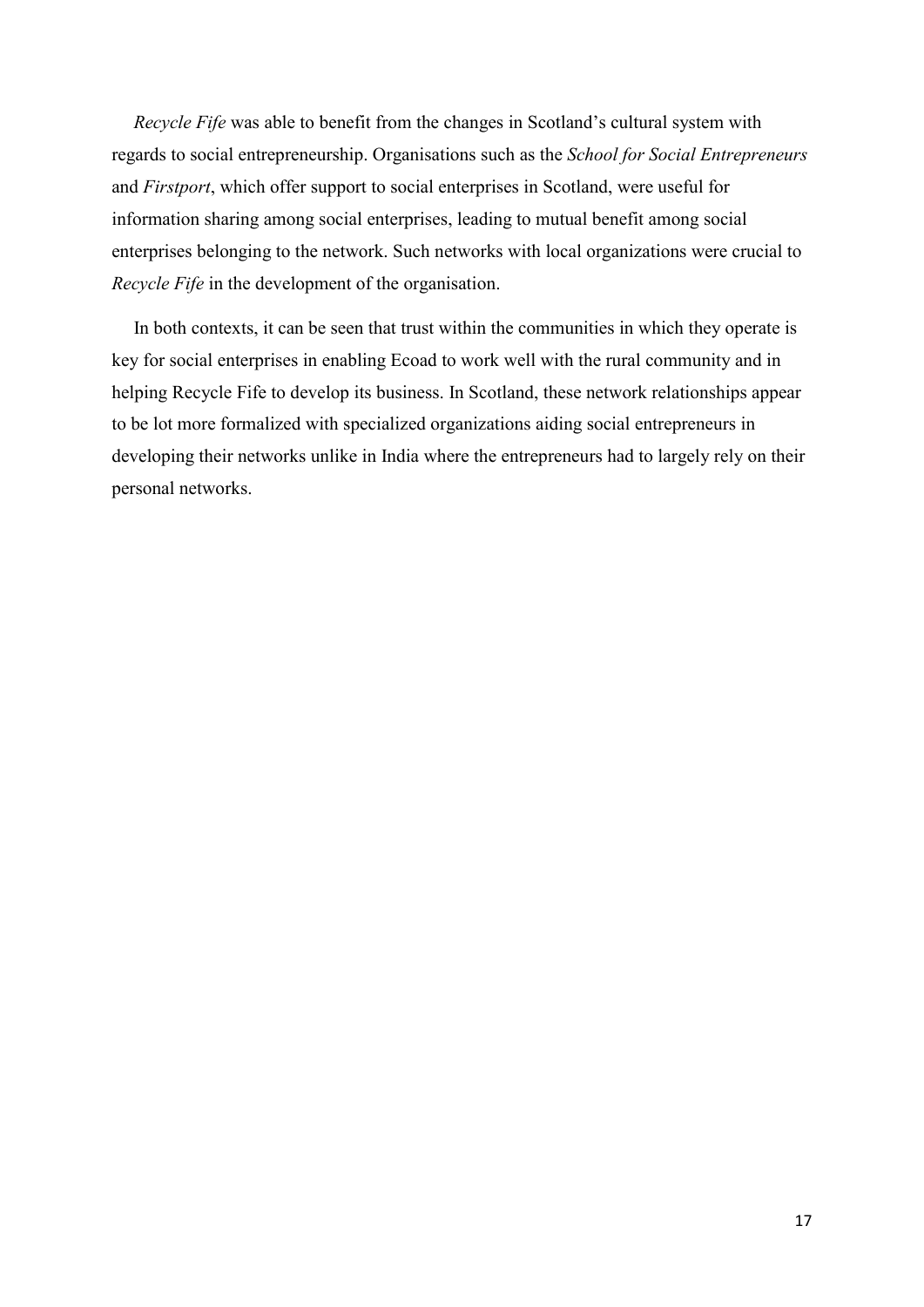*Recycle Fife* was able to benefit from the changes in Scotland's cultural system with regards to social entrepreneurship. Organisations such as the *School for Social Entrepreneurs* and *Firstport*, which offer support to social enterprises in Scotland, were useful for information sharing among social enterprises, leading to mutual benefit among social enterprises belonging to the network. Such networks with local organizations were crucial to *Recycle Fife* in the development of the organisation.

In both contexts, it can be seen that trust within the communities in which they operate is key for social enterprises in enabling Ecoad to work well with the rural community and in helping Recycle Fife to develop its business. In Scotland, these network relationships appear to be lot more formalized with specialized organizations aiding social entrepreneurs in developing their networks unlike in India where the entrepreneurs had to largely rely on their personal networks.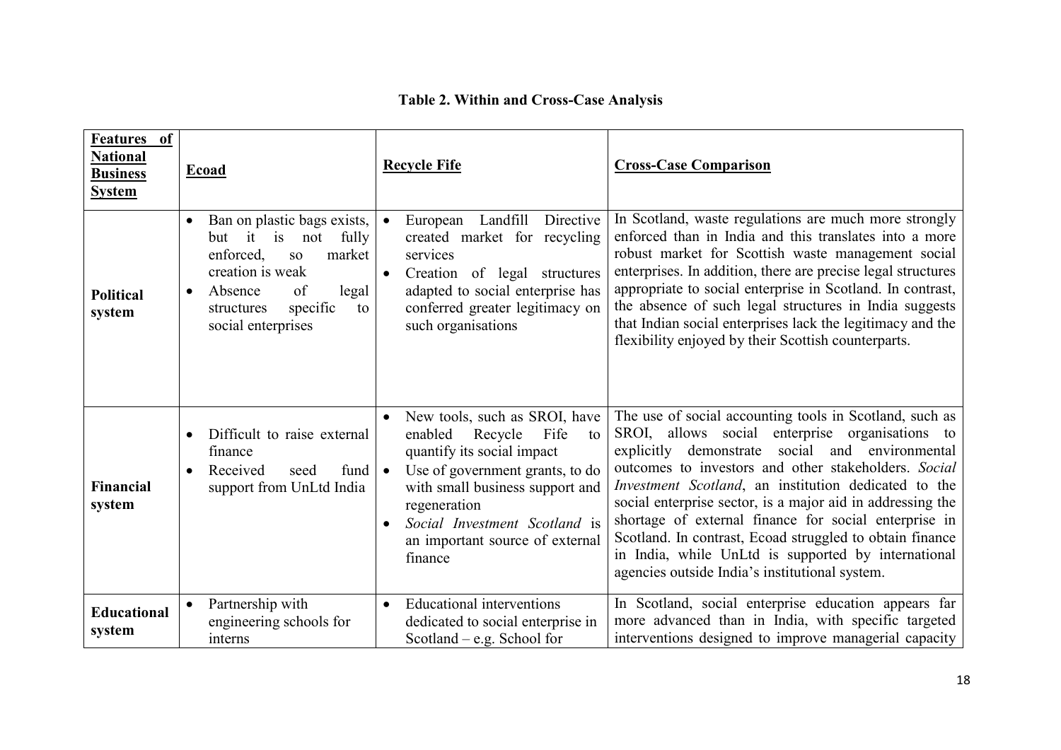**Table 2. Within and Cross-Case Analysis**

| Features of National Business System | Ecoad | Recycle Fife | Cross-Case Comparison |
|---|---|---|---|
| **Political system** | • Ban on plastic bags exists, but it is not fully enforced, so market creation is weak<br>• Absence of legal structures specific to social enterprises | • European Landfill Directive created market for recycling services<br>• Creation of legal structures adapted to social enterprise has conferred greater legitimacy on such organisations | In Scotland, waste regulations are much more strongly enforced than in India and this translates into a more robust market for Scottish waste management social enterprises. In addition, there are precise legal structures appropriate to social enterprise in Scotland. In contrast, the absence of such legal structures in India suggests that Indian social enterprises lack the legitimacy and the flexibility enjoyed by their Scottish counterparts. |
| **Financial system** | • Difficult to raise external finance<br>• Received seed fund support from UnLtd India | • New tools, such as SROI, have enabled Recycle Fife to quantify its social impact<br>• Use of government grants, to do with small business support and regeneration<br>• *Social Investment Scotland* is an important source of external finance | The use of social accounting tools in Scotland, such as SROI, allows social enterprise organisations to explicitly demonstrate social and environmental outcomes to investors and other stakeholders. *Social Investment Scotland*, an institution dedicated to the social enterprise sector, is a major aid in addressing the shortage of external finance for social enterprise in Scotland. In contrast, Ecoad struggled to obtain finance in India, while UnLtd is supported by international agencies outside India's institutional system. |
| **Educational system** | • Partnership with engineering schools for interns | • Educational interventions dedicated to social enterprise in Scotland – e.g. School for | In Scotland, social enterprise education appears far more advanced than in India, with specific targeted interventions designed to improve managerial capacity |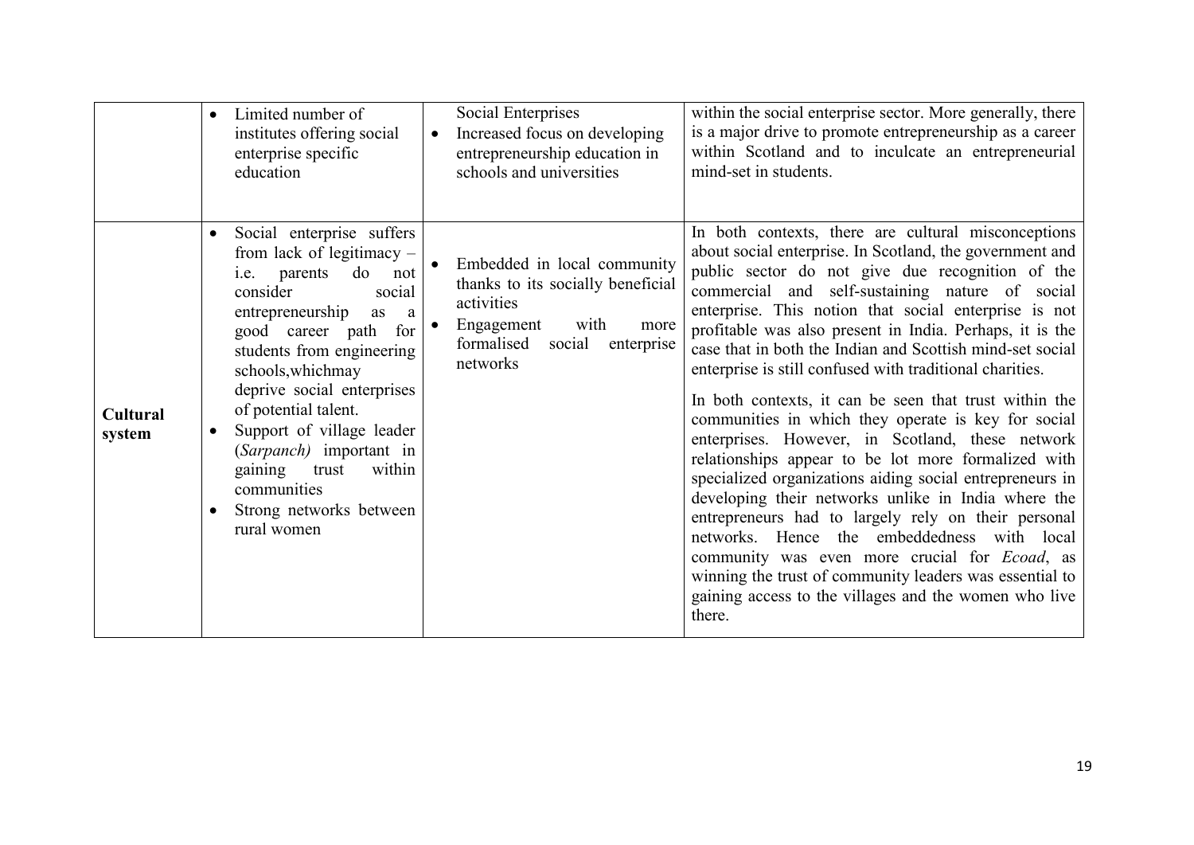| | | | |
|---|---|---|---|
| | • Limited number of institutes offering social enterprise specific education | Social Enterprises<br>• Increased focus on developing entrepreneurship education in schools and universities | within the social enterprise sector. More generally, there is a major drive to promote entrepreneurship as a career within Scotland and to inculcate an entrepreneurial mind-set in students. |
| **Cultural system** | • Social enterprise suffers from lack of legitimacy – i.e. parents do not consider social entrepreneurship as a good career path for students from engineering schools,whichmay deprive social enterprises of potential talent.<br>• Support of village leader (*Sarpanch)* important in gaining trust within communities<br>• Strong networks between rural women | • Embedded in local community thanks to its socially beneficial activities<br>• Engagement with more formalised social enterprise networks | In both contexts, there are cultural misconceptions about social enterprise. In Scotland, the government and public sector do not give due recognition of the commercial and self-sustaining nature of social enterprise. This notion that social enterprise is not profitable was also present in India. Perhaps, it is the case that in both the Indian and Scottish mind-set social enterprise is still confused with traditional charities.<br><br>In both contexts, it can be seen that trust within the communities in which they operate is key for social enterprises. However, in Scotland, these network relationships appear to be lot more formalized with specialized organizations aiding social entrepreneurs in developing their networks unlike in India where the entrepreneurs had to largely rely on their personal networks. Hence the embeddedness with local community was even more crucial for *Ecoad*, as winning the trust of community leaders was essential to gaining access to the villages and the women who live there. |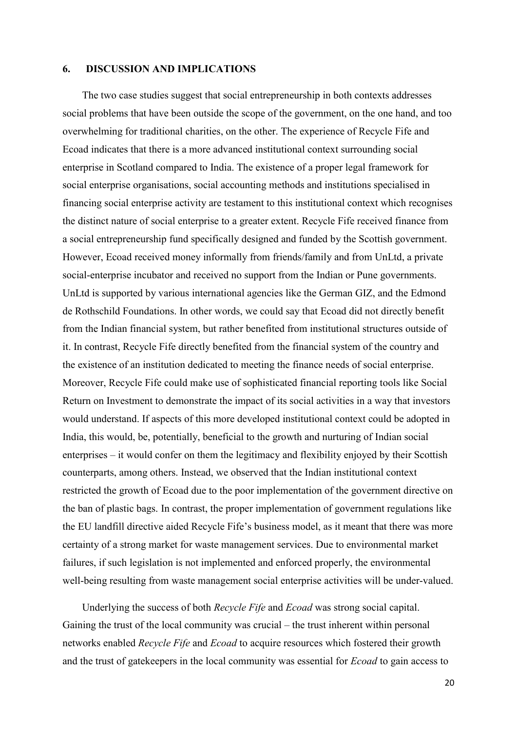## 6. DISCUSSION AND IMPLICATIONS

The two case studies suggest that social entrepreneurship in both contexts addresses social problems that have been outside the scope of the government, on the one hand, and too overwhelming for traditional charities, on the other. The experience of Recycle Fife and Ecoad indicates that there is a more advanced institutional context surrounding social enterprise in Scotland compared to India. The existence of a proper legal framework for social enterprise organisations, social accounting methods and institutions specialised in financing social enterprise activity are testament to this institutional context which recognises the distinct nature of social enterprise to a greater extent. Recycle Fife received finance from a social entrepreneurship fund specifically designed and funded by the Scottish government. However, Ecoad received money informally from friends/family and from UnLtd, a private social-enterprise incubator and received no support from the Indian or Pune governments. UnLtd is supported by various international agencies like the German GIZ, and the Edmond de Rothschild Foundations. In other words, we could say that Ecoad did not directly benefit from the Indian financial system, but rather benefited from institutional structures outside of it. In contrast, Recycle Fife directly benefited from the financial system of the country and the existence of an institution dedicated to meeting the finance needs of social enterprise. Moreover, Recycle Fife could make use of sophisticated financial reporting tools like Social Return on Investment to demonstrate the impact of its social activities in a way that investors would understand. If aspects of this more developed institutional context could be adopted in India, this would, be, potentially, beneficial to the growth and nurturing of Indian social enterprises – it would confer on them the legitimacy and flexibility enjoyed by their Scottish counterparts, among others. Instead, we observed that the Indian institutional context restricted the growth of Ecoad due to the poor implementation of the government directive on the ban of plastic bags. In contrast, the proper implementation of government regulations like the EU landfill directive aided Recycle Fife's business model, as it meant that there was more certainty of a strong market for waste management services. Due to environmental market failures, if such legislation is not implemented and enforced properly, the environmental well-being resulting from waste management social enterprise activities will be under-valued.

Underlying the success of both *Recycle Fife* and *Ecoad* was strong social capital. Gaining the trust of the local community was crucial – the trust inherent within personal networks enabled *Recycle Fife* and *Ecoad* to acquire resources which fostered their growth and the trust of gatekeepers in the local community was essential for *Ecoad* to gain access to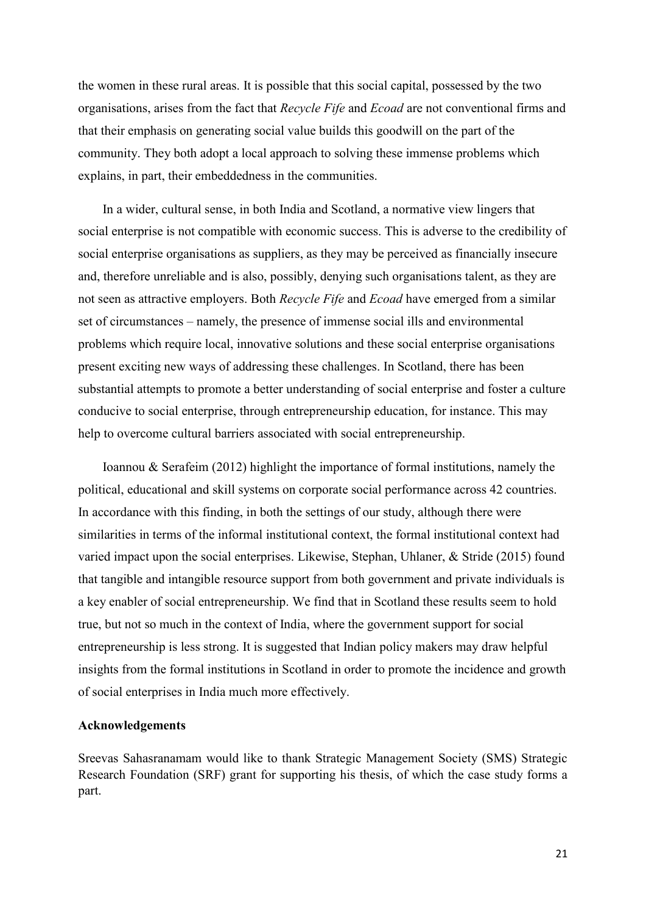the women in these rural areas. It is possible that this social capital, possessed by the two organisations, arises from the fact that *Recycle Fife* and *Ecoad* are not conventional firms and that their emphasis on generating social value builds this goodwill on the part of the community. They both adopt a local approach to solving these immense problems which explains, in part, their embeddedness in the communities.

In a wider, cultural sense, in both India and Scotland, a normative view lingers that social enterprise is not compatible with economic success. This is adverse to the credibility of social enterprise organisations as suppliers, as they may be perceived as financially insecure and, therefore unreliable and is also, possibly, denying such organisations talent, as they are not seen as attractive employers. Both *Recycle Fife* and *Ecoad* have emerged from a similar set of circumstances – namely, the presence of immense social ills and environmental problems which require local, innovative solutions and these social enterprise organisations present exciting new ways of addressing these challenges. In Scotland, there has been substantial attempts to promote a better understanding of social enterprise and foster a culture conducive to social enterprise, through entrepreneurship education, for instance. This may help to overcome cultural barriers associated with social entrepreneurship.

Ioannou & Serafeim (2012) highlight the importance of formal institutions, namely the political, educational and skill systems on corporate social performance across 42 countries. In accordance with this finding, in both the settings of our study, although there were similarities in terms of the informal institutional context, the formal institutional context had varied impact upon the social enterprises. Likewise, Stephan, Uhlaner, & Stride (2015) found that tangible and intangible resource support from both government and private individuals is a key enabler of social entrepreneurship. We find that in Scotland these results seem to hold true, but not so much in the context of India, where the government support for social entrepreneurship is less strong. It is suggested that Indian policy makers may draw helpful insights from the formal institutions in Scotland in order to promote the incidence and growth of social enterprises in India much more effectively.

**Acknowledgements**

Sreevas Sahasranamam would like to thank Strategic Management Society (SMS) Strategic Research Foundation (SRF) grant for supporting his thesis, of which the case study forms a part.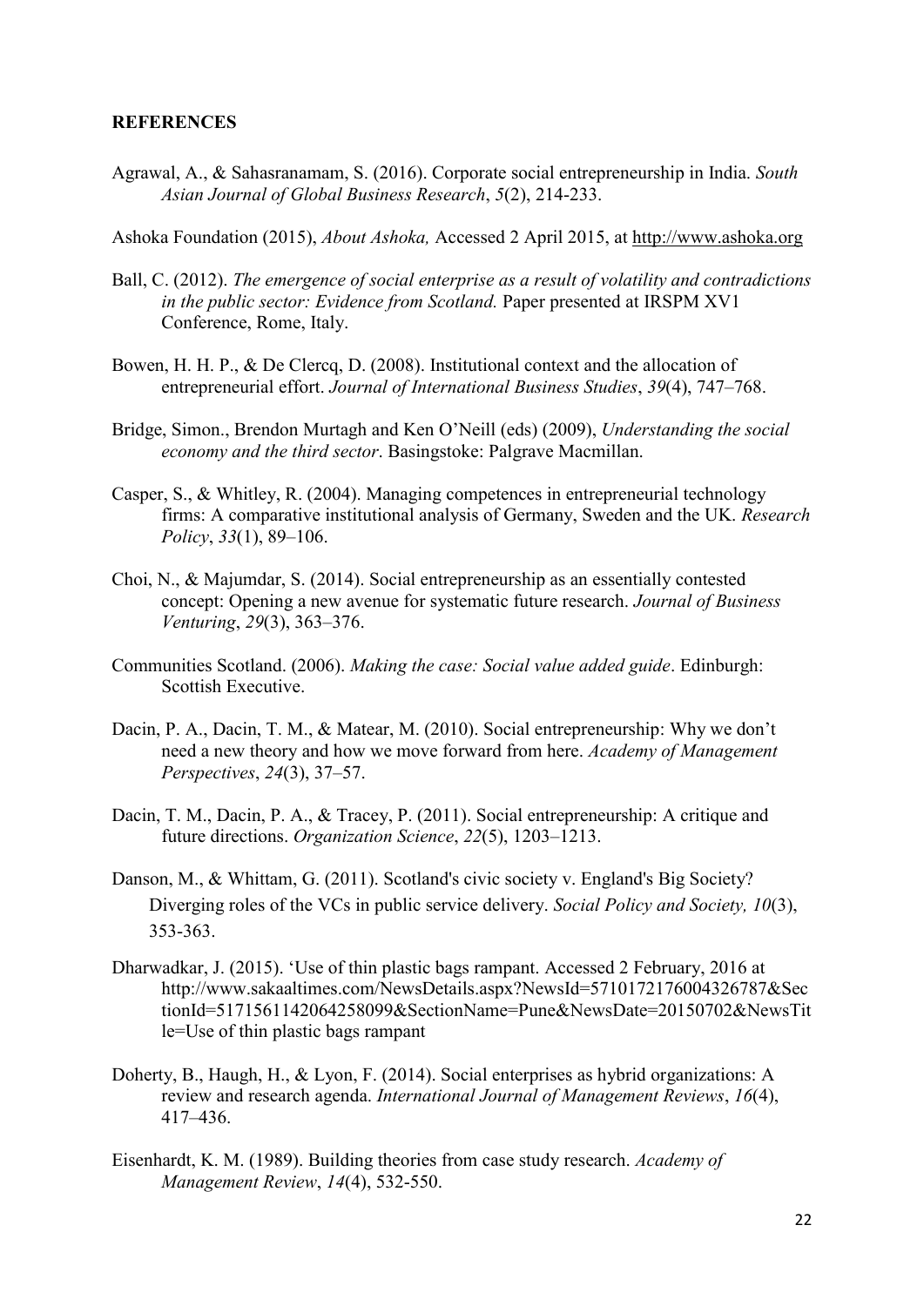**REFERENCES**

Agrawal, A., & Sahasranamam, S. (2016). Corporate social entrepreneurship in India. *South Asian Journal of Global Business Research*, *5*(2), 214-233.

Ashoka Foundation (2015), *About Ashoka,* Accessed 2 April 2015, at http://www.ashoka.org

Ball, C. (2012). *The emergence of social enterprise as a result of volatility and contradictions in the public sector: Evidence from Scotland.* Paper presented at IRSPM XV1 Conference, Rome, Italy.

Bowen, H. H. P., & De Clercq, D. (2008). Institutional context and the allocation of entrepreneurial effort. *Journal of International Business Studies*, *39*(4), 747–768.

Bridge, Simon., Brendon Murtagh and Ken O'Neill (eds) (2009), *Understanding the social economy and the third sector*. Basingstoke: Palgrave Macmillan.

Casper, S., & Whitley, R. (2004). Managing competences in entrepreneurial technology firms: A comparative institutional analysis of Germany, Sweden and the UK. *Research Policy*, *33*(1), 89–106.

Choi, N., & Majumdar, S. (2014). Social entrepreneurship as an essentially contested concept: Opening a new avenue for systematic future research. *Journal of Business Venturing*, *29*(3), 363–376.

Communities Scotland. (2006). *Making the case: Social value added guide*. Edinburgh: Scottish Executive.

Dacin, P. A., Dacin, T. M., & Matear, M. (2010). Social entrepreneurship: Why we don't need a new theory and how we move forward from here. *Academy of Management Perspectives*, *24*(3), 37–57.

Dacin, T. M., Dacin, P. A., & Tracey, P. (2011). Social entrepreneurship: A critique and future directions. *Organization Science*, *22*(5), 1203–1213.

Danson, M., & Whittam, G. (2011). Scotland's civic society v. England's Big Society? Diverging roles of the VCs in public service delivery. *Social Policy and Society, 10*(3), 353-363.

Dharwadkar, J. (2015). 'Use of thin plastic bags rampant. Accessed 2 February, 2016 at http://www.sakaaltimes.com/NewsDetails.aspx?NewsId=5710172176004326787&SectionId=5171561142064258099&SectionName=Pune&NewsDate=20150702&NewsTitle=Use of thin plastic bags rampant

Doherty, B., Haugh, H., & Lyon, F. (2014). Social enterprises as hybrid organizations: A review and research agenda. *International Journal of Management Reviews*, *16*(4), 417–436.

Eisenhardt, K. M. (1989). Building theories from case study research. *Academy of Management Review*, *14*(4), 532-550.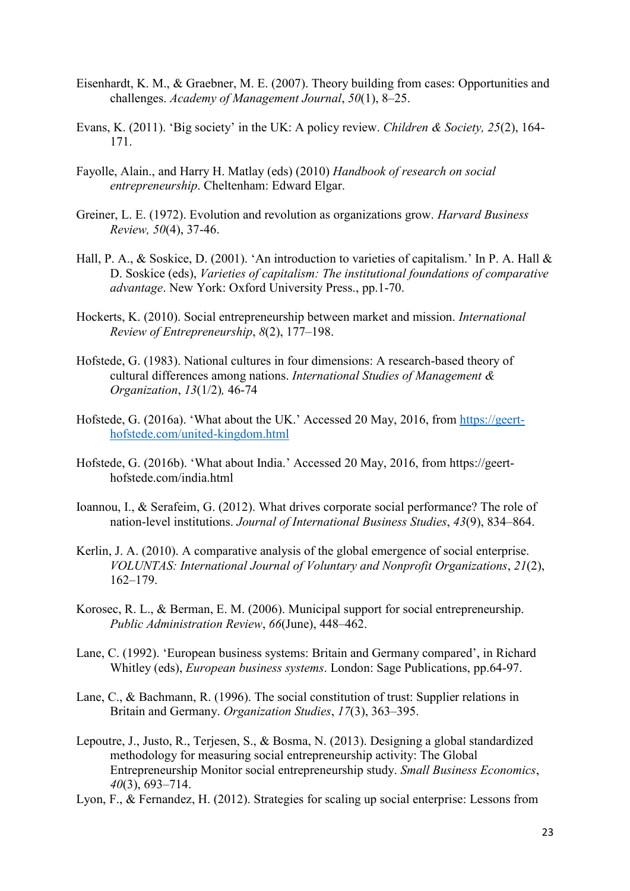Eisenhardt, K. M., & Graebner, M. E. (2007). Theory building from cases: Opportunities and challenges. *Academy of Management Journal*, *50*(1), 8–25.

Evans, K. (2011). 'Big society' in the UK: A policy review. *Children & Society, 25*(2), 164-171.

Fayolle, Alain., and Harry H. Matlay (eds) (2010) *Handbook of research on social entrepreneurship*. Cheltenham: Edward Elgar.

Greiner, L. E. (1972). Evolution and revolution as organizations grow. *Harvard Business Review, 50*(4), 37-46.

Hall, P. A., & Soskice, D. (2001). 'An introduction to varieties of capitalism.' In P. A. Hall & D. Soskice (eds), *Varieties of capitalism: The institutional foundations of comparative advantage*. New York: Oxford University Press., pp.1-70.

Hockerts, K. (2010). Social entrepreneurship between market and mission. *International Review of Entrepreneurship*, *8*(2), 177–198.

Hofstede, G. (1983). National cultures in four dimensions: A research-based theory of cultural differences among nations. *International Studies of Management & Organization*, *13*(1/2)*,* 46-74

Hofstede, G. (2016a). 'What about the UK.' Accessed 20 May, 2016, from [https://geert-hofstede.com/united-kingdom.html](https://geert-hofstede.com/united-kingdom.html)

Hofstede, G. (2016b). 'What about India.' Accessed 20 May, 2016, from https://geert-hofstede.com/india.html

Ioannou, I., & Serafeim, G. (2012). What drives corporate social performance? The role of nation-level institutions. *Journal of International Business Studies*, *43*(9), 834–864.

Kerlin, J. A. (2010). A comparative analysis of the global emergence of social enterprise. *VOLUNTAS: International Journal of Voluntary and Nonprofit Organizations*, *21*(2), 162–179.

Korosec, R. L., & Berman, E. M. (2006). Municipal support for social entrepreneurship. *Public Administration Review*, *66*(June), 448–462.

Lane, C. (1992). 'European business systems: Britain and Germany compared', in Richard Whitley (eds), *European business systems*. London: Sage Publications, pp.64-97.

Lane, C., & Bachmann, R. (1996). The social constitution of trust: Supplier relations in Britain and Germany. *Organization Studies*, *17*(3), 363–395.

Lepoutre, J., Justo, R., Terjesen, S., & Bosma, N. (2013). Designing a global standardized methodology for measuring social entrepreneurship activity: The Global Entrepreneurship Monitor social entrepreneurship study. *Small Business Economics*, *40*(3), 693–714.

Lyon, F., & Fernandez, H. (2012). Strategies for scaling up social enterprise: Lessons from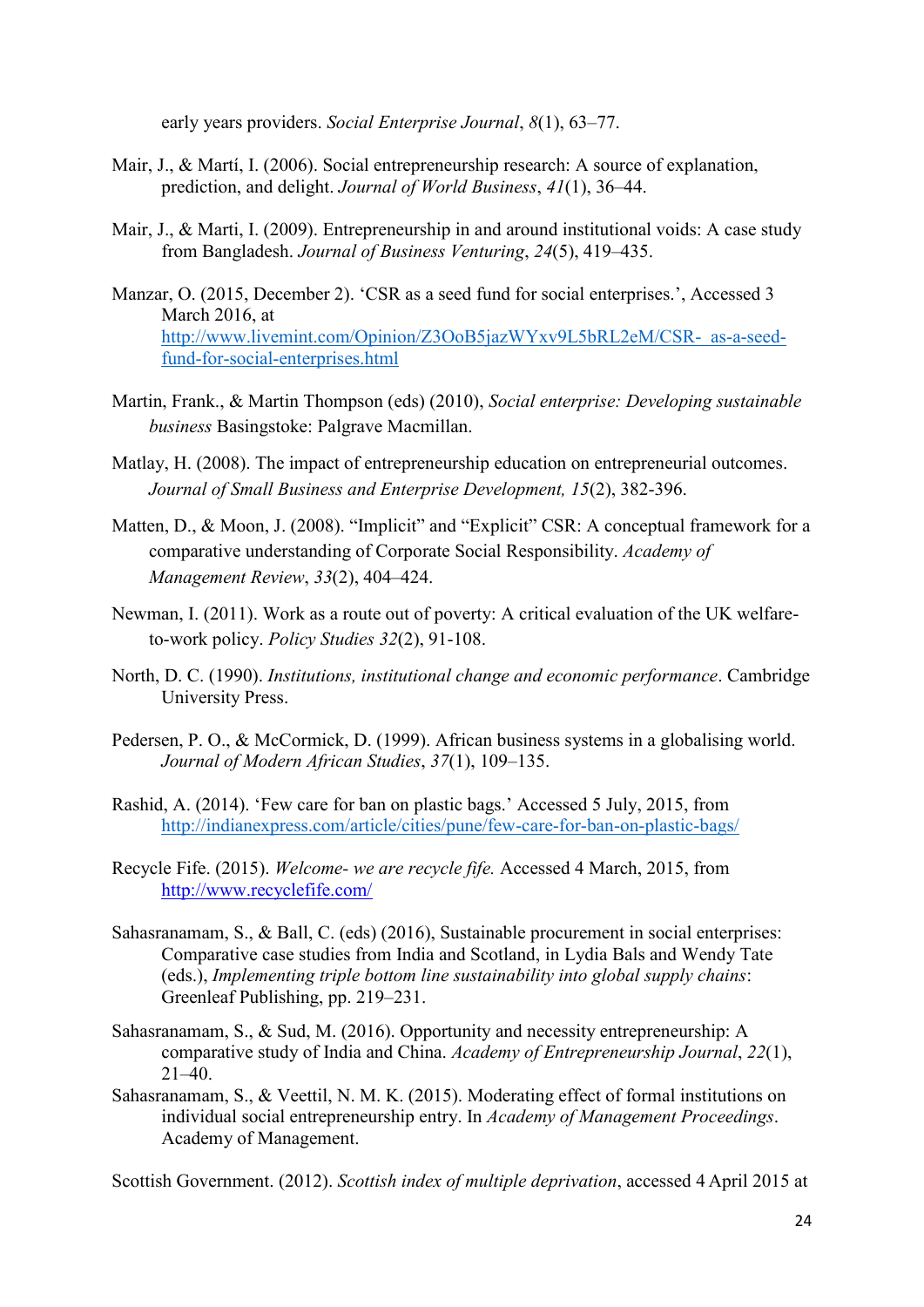early years providers. *Social Enterprise Journal*, *8*(1), 63–77.

Mair, J., & Martí, I. (2006). Social entrepreneurship research: A source of explanation, prediction, and delight. *Journal of World Business*, *41*(1), 36–44.

Mair, J., & Marti, I. (2009). Entrepreneurship in and around institutional voids: A case study from Bangladesh. *Journal of Business Venturing*, *24*(5), 419–435.

Manzar, O. (2015, December 2). 'CSR as a seed fund for social enterprises.', Accessed 3 March 2016, at http://www.livemint.com/Opinion/Z3OoB5jazWYxv9L5bRL2eM/CSR- as-a-seed-fund-for-social-enterprises.html

Martin, Frank., & Martin Thompson (eds) (2010), *Social enterprise: Developing sustainable business* Basingstoke: Palgrave Macmillan.

Matlay, H. (2008). The impact of entrepreneurship education on entrepreneurial outcomes. *Journal of Small Business and Enterprise Development, 15*(2), 382-396.

Matten, D., & Moon, J. (2008). "Implicit" and "Explicit" CSR: A conceptual framework for a comparative understanding of Corporate Social Responsibility. *Academy of Management Review*, *33*(2), 404–424.

Newman, I. (2011). Work as a route out of poverty: A critical evaluation of the UK welfare-to-work policy. *Policy Studies 32*(2), 91-108.

North, D. C. (1990). *Institutions, institutional change and economic performance*. Cambridge University Press.

Pedersen, P. O., & McCormick, D. (1999). African business systems in a globalising world. *Journal of Modern African Studies*, *37*(1), 109–135.

Rashid, A. (2014). 'Few care for ban on plastic bags.' Accessed 5 July, 2015, from http://indianexpress.com/article/cities/pune/few-care-for-ban-on-plastic-bags/

Recycle Fife. (2015). *Welcome- we are recycle fife.* Accessed 4 March, 2015, from http://www.recyclefife.com/

Sahasranamam, S., & Ball, C. (eds) (2016), Sustainable procurement in social enterprises: Comparative case studies from India and Scotland, in Lydia Bals and Wendy Tate (eds.), *Implementing triple bottom line sustainability into global supply chains*: Greenleaf Publishing, pp. 219–231.

Sahasranamam, S., & Sud, M. (2016). Opportunity and necessity entrepreneurship: A comparative study of India and China. *Academy of Entrepreneurship Journal*, *22*(1), 21–40.

Sahasranamam, S., & Veettil, N. M. K. (2015). Moderating effect of formal institutions on individual social entrepreneurship entry. In *Academy of Management Proceedings*. Academy of Management.

Scottish Government. (2012). *Scottish index of multiple deprivation*, accessed 4 April 2015 at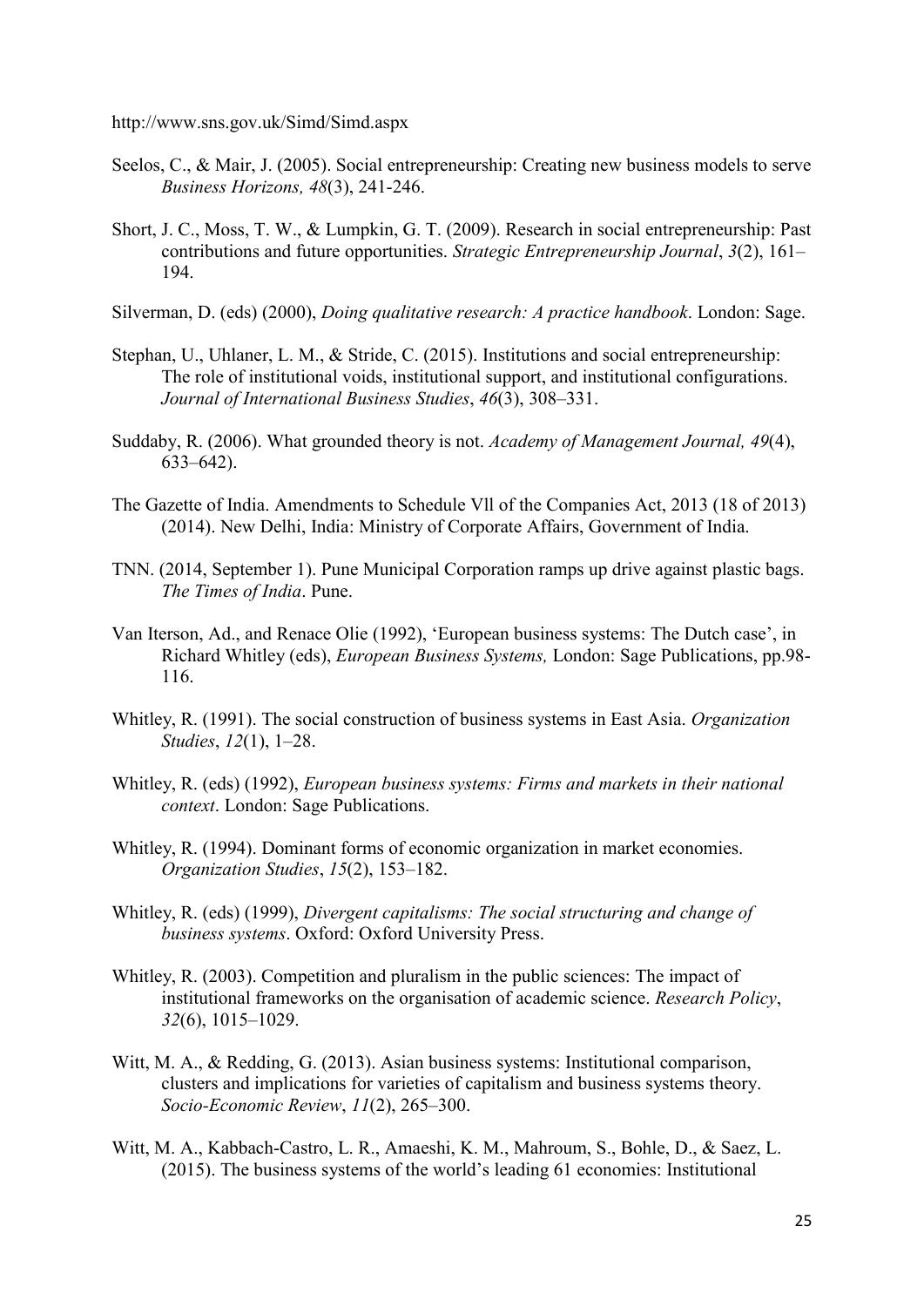http://www.sns.gov.uk/Simd/Simd.aspx

Seelos, C., & Mair, J. (2005). Social entrepreneurship: Creating new business models to serve *Business Horizons, 48*(3), 241-246.

Short, J. C., Moss, T. W., & Lumpkin, G. T. (2009). Research in social entrepreneurship: Past contributions and future opportunities. *Strategic Entrepreneurship Journal*, *3*(2), 161–194.

Silverman, D. (eds) (2000), *Doing qualitative research: A practice handbook*. London: Sage.

Stephan, U., Uhlaner, L. M., & Stride, C. (2015). Institutions and social entrepreneurship: The role of institutional voids, institutional support, and institutional configurations. *Journal of International Business Studies*, *46*(3), 308–331.

Suddaby, R. (2006). What grounded theory is not. *Academy of Management Journal, 49*(4), 633–642).

The Gazette of India. Amendments to Schedule Vll of the Companies Act, 2013 (18 of 2013) (2014). New Delhi, India: Ministry of Corporate Affairs, Government of India.

TNN. (2014, September 1). Pune Municipal Corporation ramps up drive against plastic bags. *The Times of India*. Pune.

Van Iterson, Ad., and Renace Olie (1992), 'European business systems: The Dutch case', in Richard Whitley (eds), *European Business Systems,* London: Sage Publications, pp.98-116.

Whitley, R. (1991). The social construction of business systems in East Asia. *Organization Studies*, *12*(1), 1–28.

Whitley, R. (eds) (1992), *European business systems: Firms and markets in their national context*. London: Sage Publications.

Whitley, R. (1994). Dominant forms of economic organization in market economies. *Organization Studies*, *15*(2), 153–182.

Whitley, R. (eds) (1999), *Divergent capitalisms: The social structuring and change of business systems*. Oxford: Oxford University Press.

Whitley, R. (2003). Competition and pluralism in the public sciences: The impact of institutional frameworks on the organisation of academic science. *Research Policy*, *32*(6), 1015–1029.

Witt, M. A., & Redding, G. (2013). Asian business systems: Institutional comparison, clusters and implications for varieties of capitalism and business systems theory. *Socio-Economic Review*, *11*(2), 265–300.

Witt, M. A., Kabbach-Castro, L. R., Amaeshi, K. M., Mahroum, S., Bohle, D., & Saez, L. (2015). The business systems of the world's leading 61 economies: Institutional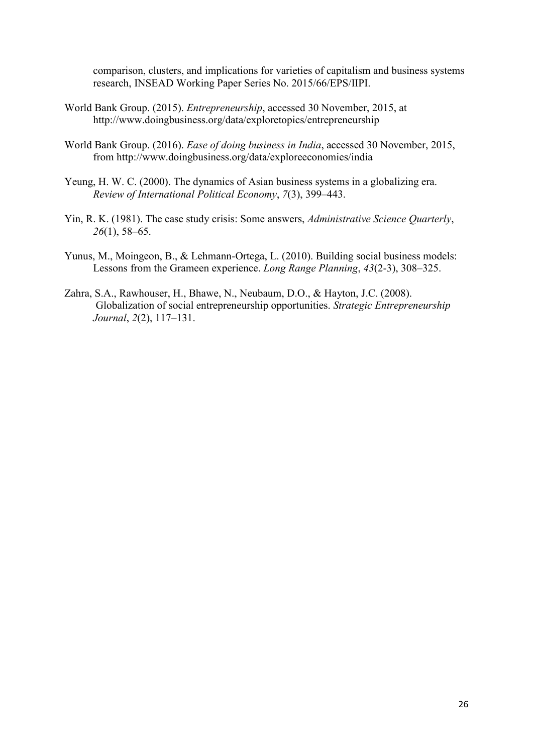comparison, clusters, and implications for varieties of capitalism and business systems research, INSEAD Working Paper Series No. 2015/66/EPS/IIPI.

World Bank Group. (2015). *Entrepreneurship*, accessed 30 November, 2015, at http://www.doingbusiness.org/data/exploretopics/entrepreneurship

World Bank Group. (2016). *Ease of doing business in India*, accessed 30 November, 2015, from http://www.doingbusiness.org/data/exploreeconomies/india

Yeung, H. W. C. (2000). The dynamics of Asian business systems in a globalizing era. *Review of International Political Economy*, *7*(3), 399–443.

Yin, R. K. (1981). The case study crisis: Some answers, *Administrative Science Quarterly*, *26*(1), 58–65.

Yunus, M., Moingeon, B., & Lehmann-Ortega, L. (2010). Building social business models: Lessons from the Grameen experience. *Long Range Planning*, *43*(2-3), 308–325.

Zahra, S.A., Rawhouser, H., Bhawe, N., Neubaum, D.O., & Hayton, J.C. (2008). Globalization of social entrepreneurship opportunities. *Strategic Entrepreneurship Journal*, *2*(2), 117–131.